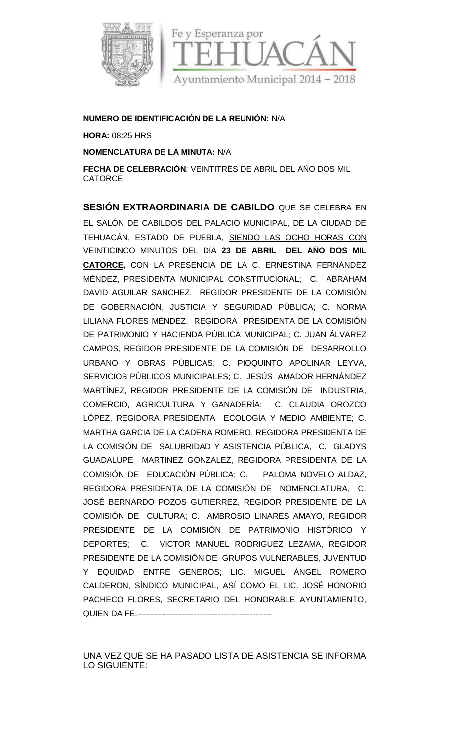Fe y Esperanza por

TEHUACÁN

Ayuntamiento Municipal 2014 – 2018

**NUMERO DE IDENTIFICACIÓN DE LA REUNIÓN:** N/A

**HORA:** 08:25 HRS

**NOMENCLATURA DE LA MINUTA:** N/A

**FECHA DE CELEBRACIÓN**: VEINTITRÉS DE ABRIL DEL AÑO DOS MIL CATORCE

**SESIÓN EXTRAORDINARIA DE CABILDO** QUE SE CELEBRA EN EL SALÓN DE CABILDOS DEL PALACIO MUNICIPAL, DE LA CIUDAD DE TEHUACÁN, ESTADO DE PUEBLA, SIENDO LAS OCHO HORAS CON VEINTICINCO MINUTOS DEL DÍA **23 DE ABRIL DEL AÑO DOS MIL CATORCE,** CON LA PRESENCIA DE LA C. ERNESTINA FERNÁNDEZ MÉNDEZ, PRESIDENTA MUNICIPAL CONSTITUCIONAL; C. ABRAHAM DAVID AGUILAR SANCHEZ, REGIDOR PRESIDENTE DE LA COMISIÓN DE GOBERNACIÓN, JUSTICIA Y SEGURIDAD PÚBLICA; C. NORMA LILIANA FLORES MÉNDEZ, REGIDORA PRESIDENTA DE LA COMISIÓN DE PATRIMONIO Y HACIENDA PÚBLICA MUNICIPAL; C. JUAN ÁLVAREZ CAMPOS, REGIDOR PRESIDENTE DE LA COMISIÓN DE DESARROLLO URBANO Y OBRAS PÚBLICAS; C. PIOQUINTO APOLINAR LEYVA, SERVICIOS PÚBLICOS MUNICIPALES; C. JESÚS AMADOR HERNÁNDEZ MARTÍNEZ, REGIDOR PRESIDENTE DE LA COMISIÓN DE INDUSTRIA, COMERCIO, AGRICULTURA Y GANADERÍA; C. CLAUDIA OROZCO LÓPEZ, REGIDORA PRESIDENTA ECOLOGÍA Y MEDIO AMBIENTE; C. MARTHA GARCIA DE LA CADENA ROMERO, REGIDORA PRESIDENTA DE LA COMISIÓN DE SALUBRIDAD Y ASISTENCIA PÚBLICA, C. GLADYS GUADALUPE MARTINEZ GONZALEZ, REGIDORA PRESIDENTA DE LA COMISIÓN DE EDUCACIÓN PÚBLICA; C. PALOMA NOVELO ALDAZ, REGIDORA PRESIDENTA DE LA COMISIÓN DE NOMENCLATURA, C. JOSÉ BERNARDO POZOS GUTIERREZ, REGIDOR PRESIDENTE DE LA COMISIÓN DE CULTURA; C. AMBROSIO LINARES AMAYO, REGIDOR PRESIDENTE DE LA COMISIÓN DE PATRIMONIO HISTÓRICO Y DEPORTES; C. VICTOR MANUEL RODRIGUEZ LEZAMA, REGIDOR PRESIDENTE DE LA COMISIÓN DE GRUPOS VULNERABLES, JUVENTUD Y EQUIDAD ENTRE GENEROS; LIC. MIGUEL ÁNGEL ROMERO CALDERON, SÍNDICO MUNICIPAL, ASÍ COMO EL LIC. JOSÉ HONORIO PACHECO FLORES, SECRETARIO DEL HONORABLE AYUNTAMIENTO, QUIEN DA FE.---------------------------------------------------

UNA VEZ QUE SE HA PASADO LISTA DE ASISTENCIA SE INFORMA LO SIGUIENTE: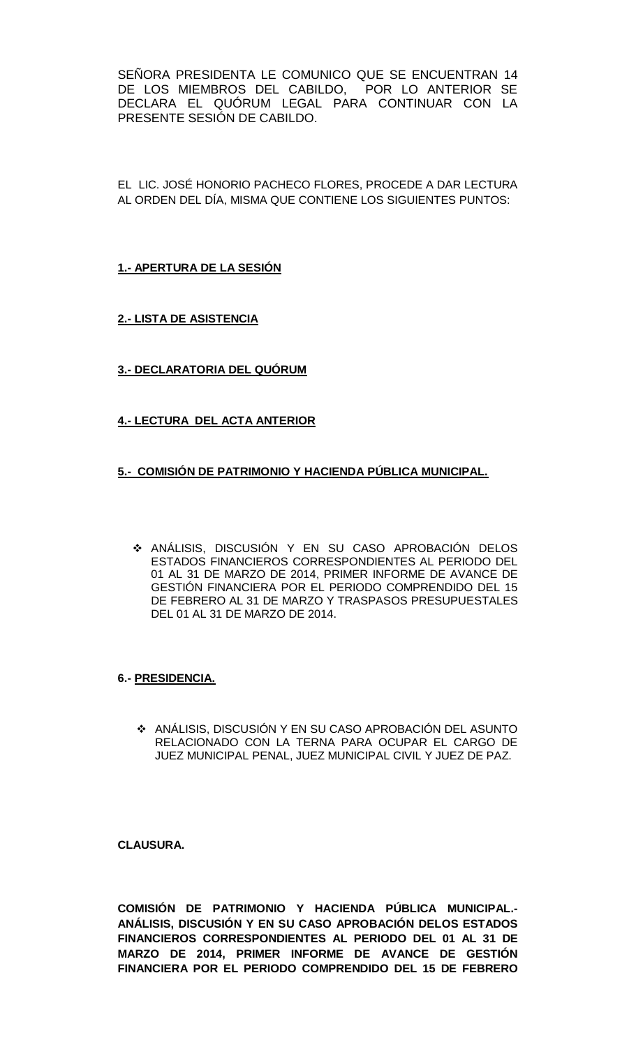SEÑORA PRESIDENTA LE COMUNICO QUE SE ENCUENTRAN 14 DE LOS MIEMBROS DEL CABILDO, POR LO ANTERIOR SE DECLARA EL QUÓRUM LEGAL PARA CONTINUAR CON LA PRESENTE SESIÓN DE CABILDO.

EL LIC. JOSÉ HONORIO PACHECO FLORES, PROCEDE A DAR LECTURA AL ORDEN DEL DÍA, MISMA QUE CONTIENE LOS SIGUIENTES PUNTOS:

**1.- APERTURA DE LA SESIÓN**

**2.- LISTA DE ASISTENCIA**

**3.- DECLARATORIA DEL QUÓRUM**

**4.- LECTURA DEL ACTA ANTERIOR**

**5.- COMISIÓN DE PATRIMONIO Y HACIENDA PÚBLICA MUNICIPAL.**

- ANÁLISIS, DISCUSIÓN Y EN SU CASO APROBACIÓN DELOS ESTADOS FINANCIEROS CORRESPONDIENTES AL PERIODO DEL 01 AL 31 DE MARZO DE 2014, PRIMER INFORME DE AVANCE DE GESTIÓN FINANCIERA POR EL PERIODO COMPRENDIDO DEL 15 DE FEBRERO AL 31 DE MARZO Y TRASPASOS PRESUPUESTALES DEL 01 AL 31 DE MARZO DE 2014.

**6.- PRESIDENCIA.**

- ANÁLISIS, DISCUSIÓN Y EN SU CASO APROBACIÓN DEL ASUNTO RELACIONADO CON LA TERNA PARA OCUPAR EL CARGO DE JUEZ MUNICIPAL PENAL, JUEZ MUNICIPAL CIVIL Y JUEZ DE PAZ.

**CLAUSURA.**

**COMISIÓN DE PATRIMONIO Y HACIENDA PÚBLICA MUNICIPAL.- ANÁLISIS, DISCUSIÓN Y EN SU CASO APROBACIÓN DELOS ESTADOS FINANCIEROS CORRESPONDIENTES AL PERIODO DEL 01 AL 31 DE MARZO DE 2014, PRIMER INFORME DE AVANCE DE GESTIÓN FINANCIERA POR EL PERIODO COMPRENDIDO DEL 15 DE FEBRERO**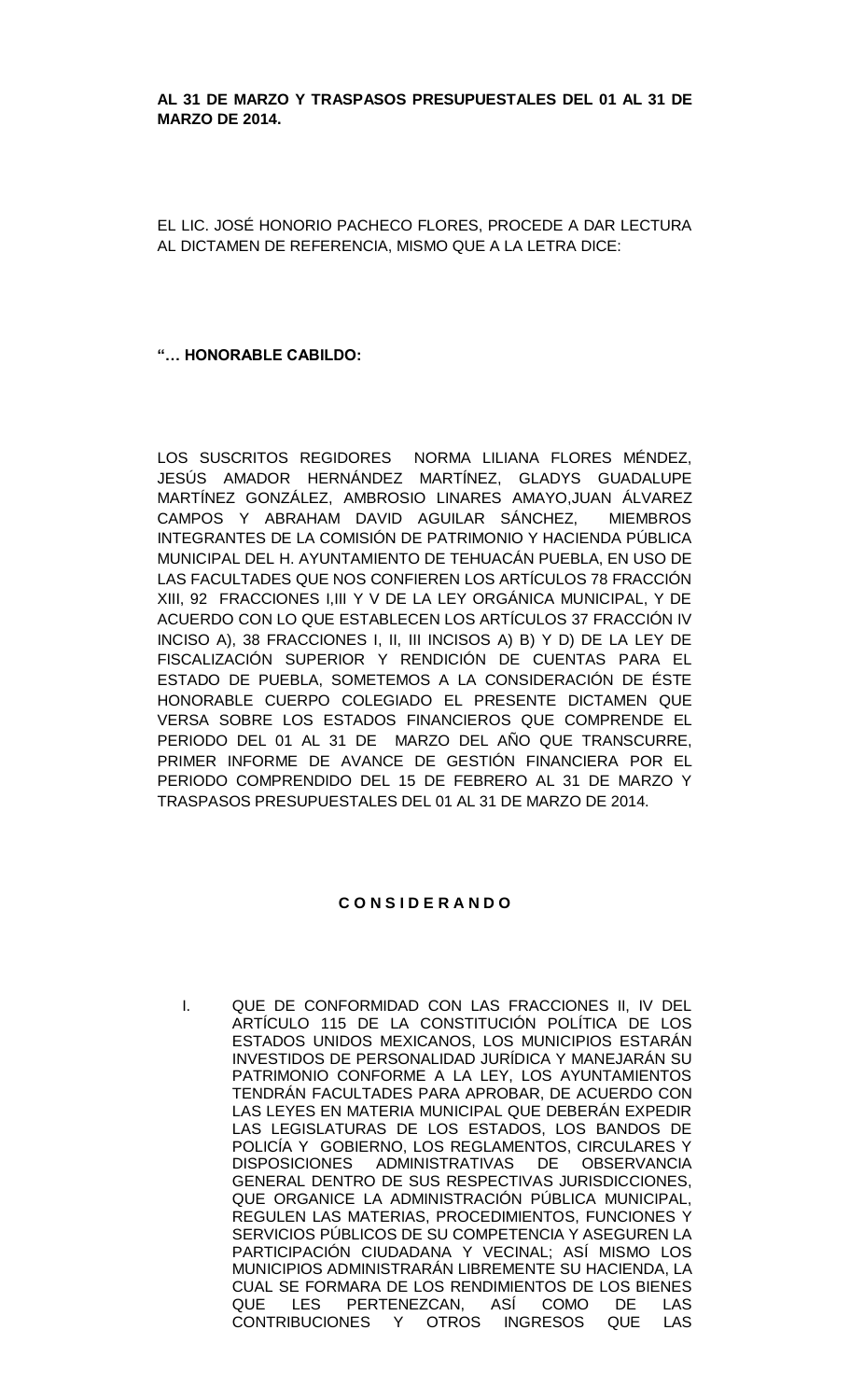**AL 31 DE MARZO Y TRASPASOS PRESUPUESTALES DEL 01 AL 31 DE MARZO DE 2014.**

EL LIC. JOSÉ HONORIO PACHECO FLORES, PROCEDE A DAR LECTURA AL DICTAMEN DE REFERENCIA, MISMO QUE A LA LETRA DICE:

**"… HONORABLE CABILDO:**

LOS SUSCRITOS REGIDORES NORMA LILIANA FLORES MÉNDEZ, JESÚS AMADOR HERNÁNDEZ MARTÍNEZ, GLADYS GUADALUPE MARTÍNEZ GONZÁLEZ, AMBROSIO LINARES AMAYO,JUAN ÁLVAREZ CAMPOS Y ABRAHAM DAVID AGUILAR SÁNCHEZ, MIEMBROS INTEGRANTES DE LA COMISIÓN DE PATRIMONIO Y HACIENDA PÚBLICA MUNICIPAL DEL H. AYUNTAMIENTO DE TEHUACÁN PUEBLA, EN USO DE LAS FACULTADES QUE NOS CONFIEREN LOS ARTÍCULOS 78 FRACCIÓN XIII, 92 FRACCIONES I,III Y V DE LA LEY ORGÁNICA MUNICIPAL, Y DE ACUERDO CON LO QUE ESTABLECEN LOS ARTÍCULOS 37 FRACCIÓN IV INCISO A), 38 FRACCIONES I, II, III INCISOS A) B) Y D) DE LA LEY DE FISCALIZACIÓN SUPERIOR Y RENDICIÓN DE CUENTAS PARA EL ESTADO DE PUEBLA, SOMETEMOS A LA CONSIDERACIÓN DE ÉSTE HONORABLE CUERPO COLEGIADO EL PRESENTE DICTAMEN QUE VERSA SOBRE LOS ESTADOS FINANCIEROS QUE COMPRENDE EL PERIODO DEL 01 AL 31 DE MARZO DEL AÑO QUE TRANSCURRE, PRIMER INFORME DE AVANCE DE GESTIÓN FINANCIERA POR EL PERIODO COMPRENDIDO DEL 15 DE FEBRERO AL 31 DE MARZO Y TRASPASOS PRESUPUESTALES DEL 01 AL 31 DE MARZO DE 2014.

**C O N S I D E R A N D O**

I. QUE DE CONFORMIDAD CON LAS FRACCIONES II, IV DEL ARTÍCULO 115 DE LA CONSTITUCIÓN POLÍTICA DE LOS ESTADOS UNIDOS MEXICANOS, LOS MUNICIPIOS ESTARÁN INVESTIDOS DE PERSONALIDAD JURÍDICA Y MANEJARÁN SU PATRIMONIO CONFORME A LA LEY, LOS AYUNTAMIENTOS TENDRÁN FACULTADES PARA APROBAR, DE ACUERDO CON LAS LEYES EN MATERIA MUNICIPAL QUE DEBERÁN EXPEDIR LAS LEGISLATURAS DE LOS ESTADOS, LOS BANDOS DE POLICÍA Y GOBIERNO, LOS REGLAMENTOS, CIRCULARES Y DISPOSICIONES ADMINISTRATIVAS DE OBSERVANCIA GENERAL DENTRO DE SUS RESPECTIVAS JURISDICCIONES, QUE ORGANICE LA ADMINISTRACIÓN PÚBLICA MUNICIPAL, REGULEN LAS MATERIAS, PROCEDIMIENTOS, FUNCIONES Y SERVICIOS PÚBLICOS DE SU COMPETENCIA Y ASEGUREN LA PARTICIPACIÓN CIUDADANA Y VECINAL; ASÍ MISMO LOS MUNICIPIOS ADMINISTRARÁN LIBREMENTE SU HACIENDA, LA CUAL SE FORMARA DE LOS RENDIMIENTOS DE LOS BIENES QUE LES PERTENEZCAN, ASÍ COMO DE LAS CONTRIBUCIONES Y OTROS INGRESOS QUE LAS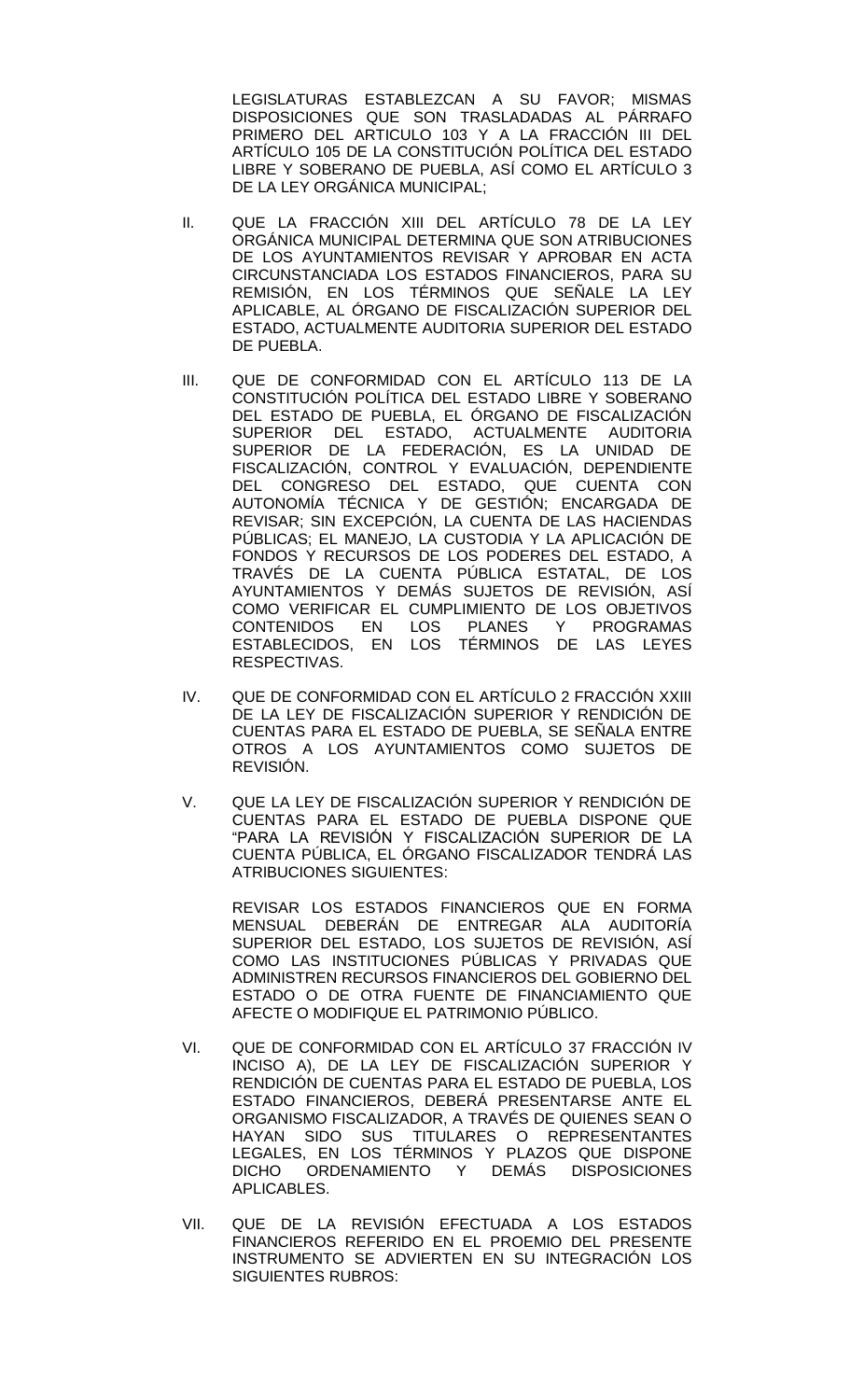LEGISLATURAS ESTABLEZCAN A SU FAVOR; MISMAS DISPOSICIONES QUE SON TRASLADADAS AL PÁRRAFO PRIMERO DEL ARTICULO 103 Y A LA FRACCIÓN III DEL ARTÍCULO 105 DE LA CONSTITUCIÓN POLÍTICA DEL ESTADO LIBRE Y SOBERANO DE PUEBLA, ASÍ COMO EL ARTÍCULO 3 DE LA LEY ORGÁNICA MUNICIPAL;

II. QUE LA FRACCIÓN XIII DEL ARTÍCULO 78 DE LA LEY ORGÁNICA MUNICIPAL DETERMINA QUE SON ATRIBUCIONES DE LOS AYUNTAMIENTOS REVISAR Y APROBAR EN ACTA CIRCUNSTANCIADA LOS ESTADOS FINANCIEROS, PARA SU REMISIÓN, EN LOS TÉRMINOS QUE SEÑALE LA LEY APLICABLE, AL ÓRGANO DE FISCALIZACIÓN SUPERIOR DEL ESTADO, ACTUALMENTE AUDITORIA SUPERIOR DEL ESTADO DE PUEBLA.

III. QUE DE CONFORMIDAD CON EL ARTÍCULO 113 DE LA CONSTITUCIÓN POLÍTICA DEL ESTADO LIBRE Y SOBERANO DEL ESTADO DE PUEBLA, EL ÓRGANO DE FISCALIZACIÓN SUPERIOR DEL ESTADO, ACTUALMENTE AUDITORIA SUPERIOR DE LA FEDERACIÓN, ES LA UNIDAD DE FISCALIZACIÓN, CONTROL Y EVALUACIÓN, DEPENDIENTE DEL CONGRESO DEL ESTADO, QUE CUENTA CON AUTONOMÍA TÉCNICA Y DE GESTIÓN; ENCARGADA DE REVISAR; SIN EXCEPCIÓN, LA CUENTA DE LAS HACIENDAS PÚBLICAS; EL MANEJO, LA CUSTODIA Y LA APLICACIÓN DE FONDOS Y RECURSOS DE LOS PODERES DEL ESTADO, A TRAVÉS DE LA CUENTA PÚBLICA ESTATAL, DE LOS AYUNTAMIENTOS Y DEMÁS SUJETOS DE REVISIÓN, ASÍ COMO VERIFICAR EL CUMPLIMIENTO DE LOS OBJETIVOS CONTENIDOS EN LOS PLANES Y PROGRAMAS ESTABLECIDOS, EN LOS TÉRMINOS DE LAS LEYES RESPECTIVAS.

IV. QUE DE CONFORMIDAD CON EL ARTÍCULO 2 FRACCIÓN XXIII DE LA LEY DE FISCALIZACIÓN SUPERIOR Y RENDICIÓN DE CUENTAS PARA EL ESTADO DE PUEBLA, SE SEÑALA ENTRE OTROS A LOS AYUNTAMIENTOS COMO SUJETOS DE REVISIÓN.

V. QUE LA LEY DE FISCALIZACIÓN SUPERIOR Y RENDICIÓN DE CUENTAS PARA EL ESTADO DE PUEBLA DISPONE QUE "PARA LA REVISIÓN Y FISCALIZACIÓN SUPERIOR DE LA CUENTA PÚBLICA, EL ÓRGANO FISCALIZADOR TENDRÁ LAS ATRIBUCIONES SIGUIENTES:

   REVISAR LOS ESTADOS FINANCIEROS QUE EN FORMA MENSUAL DEBERÁN DE ENTREGAR ALA AUDITORÍA SUPERIOR DEL ESTADO, LOS SUJETOS DE REVISIÓN, ASÍ COMO LAS INSTITUCIONES PÚBLICAS Y PRIVADAS QUE ADMINISTREN RECURSOS FINANCIEROS DEL GOBIERNO DEL ESTADO O DE OTRA FUENTE DE FINANCIAMIENTO QUE AFECTE O MODIFIQUE EL PATRIMONIO PÚBLICO.

VI. QUE DE CONFORMIDAD CON EL ARTÍCULO 37 FRACCIÓN IV INCISO A), DE LA LEY DE FISCALIZACIÓN SUPERIOR Y RENDICIÓN DE CUENTAS PARA EL ESTADO DE PUEBLA, LOS ESTADO FINANCIEROS, DEBERÁ PRESENTARSE ANTE EL ORGANISMO FISCALIZADOR, A TRAVÉS DE QUIENES SEAN O HAYAN SIDO SUS TITULARES O REPRESENTANTES LEGALES, EN LOS TÉRMINOS Y PLAZOS QUE DISPONE DICHO ORDENAMIENTO Y DEMÁS DISPOSICIONES APLICABLES.

VII. QUE DE LA REVISIÓN EFECTUADA A LOS ESTADOS FINANCIEROS REFERIDO EN EL PROEMIO DEL PRESENTE INSTRUMENTO SE ADVIERTEN EN SU INTEGRACIÓN LOS SIGUIENTES RUBROS: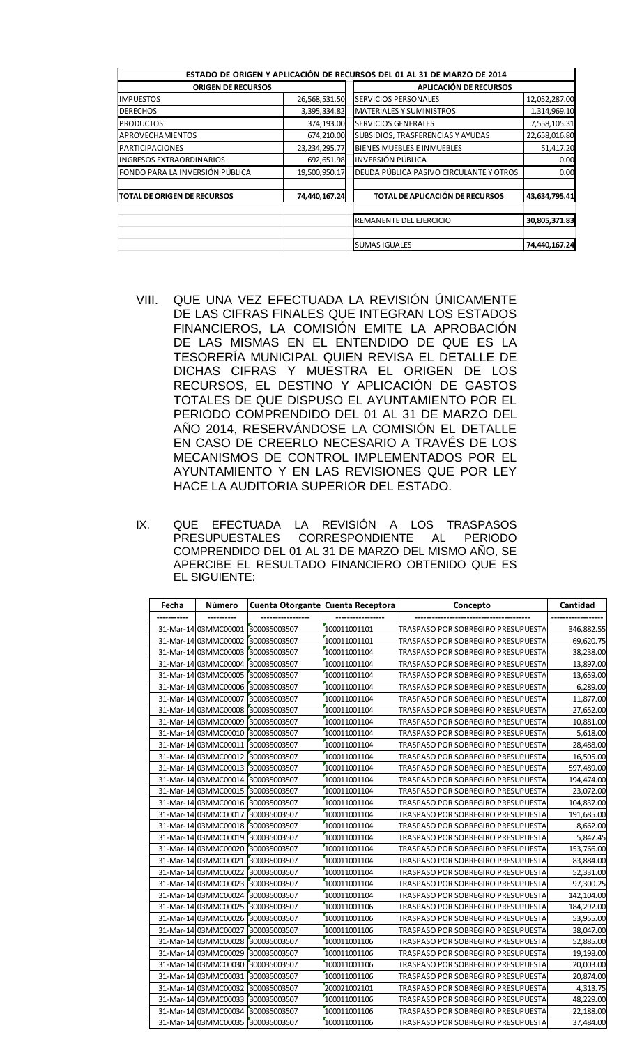| ESTADO DE ORIGEN Y APLICACIÓN DE RECURSOS DEL 01 AL 31 DE MARZO DE 2014 | | | |
|---|---|---|---|
| **ORIGEN DE RECURSOS** | | **APLICACIÓN DE RECURSOS** | |
| IMPUESTOS | 26,568,531.50 | SERVICIOS PERSONALES | 12,052,287.00 |
| DERECHOS | 3,395,334.82 | MATERIALES Y SUMINISTROS | 1,314,969.10 |
| PRODUCTOS | 374,193.00 | SERVICIOS GENERALES | 7,558,105.31 |
| APROVECHAMIENTOS | 674,210.00 | SUBSIDIOS, TRASFERENCIAS Y AYUDAS | 22,658,016.80 |
| PARTICIPACIONES | 23,234,295.77 | BIENES MUEBLES E INMUEBLES | 51,417.20 |
| INGRESOS EXTRAORDINARIOS | 692,651.98 | INVERSIÓN PÚBLICA | 0.00 |
| FONDO PARA LA INVERSIÓN PÚBLICA | 19,500,950.17 | DEUDA PÚBLICA PASIVO CIRCULANTE Y OTROS | 0.00 |
| **TOTAL DE ORIGEN DE RECURSOS** | **74,440,167.24** | **TOTAL DE APLICACIÓN DE RECURSOS** | **43,634,795.41** |
| | | REMANENTE DEL EJERCICIO | **30,805,371.83** |
| | | SUMAS IGUALES | **74,440,167.24** |

VIII. QUE UNA VEZ EFECTUADA LA REVISIÓN ÚNICAMENTE DE LAS CIFRAS FINALES QUE INTEGRAN LOS ESTADOS FINANCIEROS, LA COMISIÓN EMITE LA APROBACIÓN DE LAS MISMAS EN EL ENTENDIDO DE QUE ES LA TESORERÍA MUNICIPAL QUIEN REVISA EL DETALLE DE DICHAS CIFRAS Y MUESTRA EL ORIGEN DE LOS RECURSOS, EL DESTINO Y APLICACIÓN DE GASTOS TOTALES DE QUE DISPUSO EL AYUNTAMIENTO POR EL PERIODO COMPRENDIDO DEL 01 AL 31 DE MARZO DEL AÑO 2014, RESERVÁNDOSE LA COMISIÓN EL DETALLE EN CASO DE CREERLO NECESARIO A TRAVÉS DE LOS MECANISMOS DE CONTROL IMPLEMENTADOS POR EL AYUNTAMIENTO Y EN LAS REVISIONES QUE POR LEY HACE LA AUDITORIA SUPERIOR DEL ESTADO.

IX. QUE EFECTUADA LA REVISIÓN A LOS TRASPASOS PRESUPUESTALES CORRESPONDIENTE AL PERIODO COMPRENDIDO DEL 01 AL 31 DE MARZO DEL MISMO AÑO, SE APERCIBE EL RESULTADO FINANCIERO OBTENIDO QUE ES EL SIGUIENTE:

| Fecha | Número | Cuenta Otorgante | Cuenta Receptora | Concepto | Cantidad |
|---|---|---|---|---|---|
| ---------- | ---------- | ---------------- | ---------------- | -------------------------------------- | ---------------- |
| 31-Mar-14 | 03MMC00001 | 300035003507 | 100011001101 | TRASPASO POR SOBREGIRO PRESUPUESTA | 346,882.55 |
| 31-Mar-14 | 03MMC00002 | 300035003507 | 100011001101 | TRASPASO POR SOBREGIRO PRESUPUESTA | 69,620.75 |
| 31-Mar-14 | 03MMC00003 | 300035003507 | 100011001104 | TRASPASO POR SOBREGIRO PRESUPUESTA | 38,238.00 |
| 31-Mar-14 | 03MMC00004 | 300035003507 | 100011001104 | TRASPASO POR SOBREGIRO PRESUPUESTA | 13,897.00 |
| 31-Mar-14 | 03MMC00005 | 300035003507 | 100011001104 | TRASPASO POR SOBREGIRO PRESUPUESTA | 13,659.00 |
| 31-Mar-14 | 03MMC00006 | 300035003507 | 100011001104 | TRASPASO POR SOBREGIRO PRESUPUESTA | 6,289.00 |
| 31-Mar-14 | 03MMC00007 | 300035003507 | 100011001104 | TRASPASO POR SOBREGIRO PRESUPUESTA | 11,877.00 |
| 31-Mar-14 | 03MMC00008 | 300035003507 | 100011001104 | TRASPASO POR SOBREGIRO PRESUPUESTA | 27,652.00 |
| 31-Mar-14 | 03MMC00009 | 300035003507 | 100011001104 | TRASPASO POR SOBREGIRO PRESUPUESTA | 10,881.00 |
| 31-Mar-14 | 03MMC00010 | 300035003507 | 100011001104 | TRASPASO POR SOBREGIRO PRESUPUESTA | 5,618.00 |
| 31-Mar-14 | 03MMC00011 | 300035003507 | 100011001104 | TRASPASO POR SOBREGIRO PRESUPUESTA | 28,488.00 |
| 31-Mar-14 | 03MMC00012 | 300035003507 | 100011001104 | TRASPASO POR SOBREGIRO PRESUPUESTA | 16,505.00 |
| 31-Mar-14 | 03MMC00013 | 300035003507 | 100011001104 | TRASPASO POR SOBREGIRO PRESUPUESTA | 597,489.00 |
| 31-Mar-14 | 03MMC00014 | 300035003507 | 100011001104 | TRASPASO POR SOBREGIRO PRESUPUESTA | 194,474.00 |
| 31-Mar-14 | 03MMC00015 | 300035003507 | 100011001104 | TRASPASO POR SOBREGIRO PRESUPUESTA | 23,072.00 |
| 31-Mar-14 | 03MMC00016 | 300035003507 | 100011001104 | TRASPASO POR SOBREGIRO PRESUPUESTA | 104,837.00 |
| 31-Mar-14 | 03MMC00017 | 300035003507 | 100011001104 | TRASPASO POR SOBREGIRO PRESUPUESTA | 191,685.00 |
| 31-Mar-14 | 03MMC00018 | 300035003507 | 100011001104 | TRASPASO POR SOBREGIRO PRESUPUESTA | 8,662.00 |
| 31-Mar-14 | 03MMC00019 | 300035003507 | 100011001104 | TRASPASO POR SOBREGIRO PRESUPUESTA | 5,847.45 |
| 31-Mar-14 | 03MMC00020 | 300035003507 | 100011001104 | TRASPASO POR SOBREGIRO PRESUPUESTA | 153,766.00 |
| 31-Mar-14 | 03MMC00021 | 300035003507 | 100011001104 | TRASPASO POR SOBREGIRO PRESUPUESTA | 83,884.00 |
| 31-Mar-14 | 03MMC00022 | 300035003507 | 100011001104 | TRASPASO POR SOBREGIRO PRESUPUESTA | 52,331.00 |
| 31-Mar-14 | 03MMC00023 | 300035003507 | 100011001104 | TRASPASO POR SOBREGIRO PRESUPUESTA | 97,300.25 |
| 31-Mar-14 | 03MMC00024 | 300035003507 | 100011001104 | TRASPASO POR SOBREGIRO PRESUPUESTA | 142,104.00 |
| 31-Mar-14 | 03MMC00025 | 300035003507 | 100011001106 | TRASPASO POR SOBREGIRO PRESUPUESTA | 184,292.00 |
| 31-Mar-14 | 03MMC00026 | 300035003507 | 100011001106 | TRASPASO POR SOBREGIRO PRESUPUESTA | 53,955.00 |
| 31-Mar-14 | 03MMC00027 | 300035003507 | 100011001106 | TRASPASO POR SOBREGIRO PRESUPUESTA | 38,047.00 |
| 31-Mar-14 | 03MMC00028 | 300035003507 | 100011001106 | TRASPASO POR SOBREGIRO PRESUPUESTA | 52,885.00 |
| 31-Mar-14 | 03MMC00029 | 300035003507 | 100011001106 | TRASPASO POR SOBREGIRO PRESUPUESTA | 19,198.00 |
| 31-Mar-14 | 03MMC00030 | 300035003507 | 100011001106 | TRASPASO POR SOBREGIRO PRESUPUESTA | 20,003.00 |
| 31-Mar-14 | 03MMC00031 | 300035003507 | 100011001106 | TRASPASO POR SOBREGIRO PRESUPUESTA | 20,874.00 |
| 31-Mar-14 | 03MMC00032 | 300035003507 | 200021002101 | TRASPASO POR SOBREGIRO PRESUPUESTA | 4,313.75 |
| 31-Mar-14 | 03MMC00033 | 300035003507 | 100011001106 | TRASPASO POR SOBREGIRO PRESUPUESTA | 48,229.00 |
| 31-Mar-14 | 03MMC00034 | 300035003507 | 100011001106 | TRASPASO POR SOBREGIRO PRESUPUESTA | 22,188.00 |
| 31-Mar-14 | 03MMC00035 | 300035003507 | 100011001106 | TRASPASO POR SOBREGIRO PRESUPUESTA | 37,484.00 |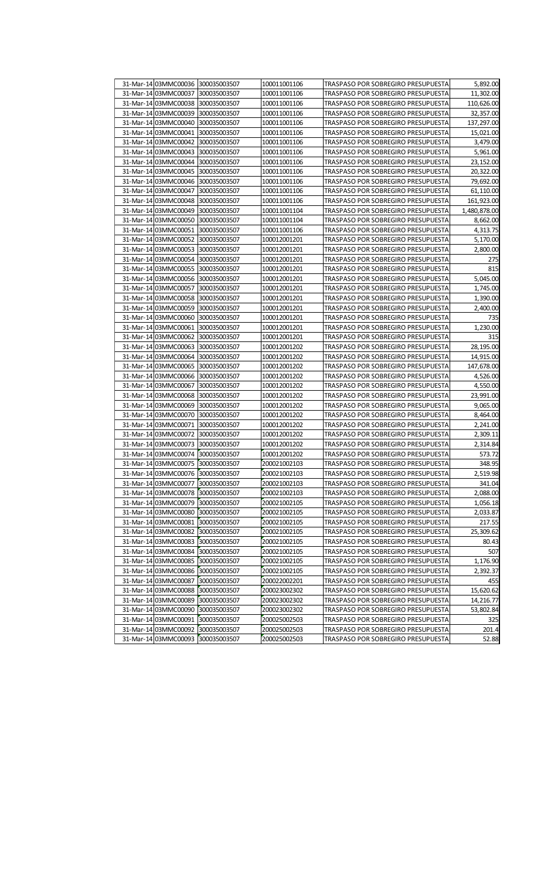| | | | | | |
|---|---|---|---|---|---|
| 31-Mar-14 | 03MMC00036 | 300035003507 | 100011001106 | TRASPASO POR SOBREGIRO PRESUPUESTA | 5,892.00 |
| 31-Mar-14 | 03MMC00037 | 300035003507 | 100011001106 | TRASPASO POR SOBREGIRO PRESUPUESTA | 11,302.00 |
| 31-Mar-14 | 03MMC00038 | 300035003507 | 100011001106 | TRASPASO POR SOBREGIRO PRESUPUESTA | 110,626.00 |
| 31-Mar-14 | 03MMC00039 | 300035003507 | 100011001106 | TRASPASO POR SOBREGIRO PRESUPUESTA | 32,357.00 |
| 31-Mar-14 | 03MMC00040 | 300035003507 | 100011001106 | TRASPASO POR SOBREGIRO PRESUPUESTA | 137,297.00 |
| 31-Mar-14 | 03MMC00041 | 300035003507 | 100011001106 | TRASPASO POR SOBREGIRO PRESUPUESTA | 15,021.00 |
| 31-Mar-14 | 03MMC00042 | 300035003507 | 100011001106 | TRASPASO POR SOBREGIRO PRESUPUESTA | 3,479.00 |
| 31-Mar-14 | 03MMC00043 | 300035003507 | 100011001106 | TRASPASO POR SOBREGIRO PRESUPUESTA | 5,961.00 |
| 31-Mar-14 | 03MMC00044 | 300035003507 | 100011001106 | TRASPASO POR SOBREGIRO PRESUPUESTA | 23,152.00 |
| 31-Mar-14 | 03MMC00045 | 300035003507 | 100011001106 | TRASPASO POR SOBREGIRO PRESUPUESTA | 20,322.00 |
| 31-Mar-14 | 03MMC00046 | 300035003507 | 100011001106 | TRASPASO POR SOBREGIRO PRESUPUESTA | 79,692.00 |
| 31-Mar-14 | 03MMC00047 | 300035003507 | 100011001106 | TRASPASO POR SOBREGIRO PRESUPUESTA | 61,110.00 |
| 31-Mar-14 | 03MMC00048 | 300035003507 | 100011001106 | TRASPASO POR SOBREGIRO PRESUPUESTA | 161,923.00 |
| 31-Mar-14 | 03MMC00049 | 300035003507 | 100011001104 | TRASPASO POR SOBREGIRO PRESUPUESTA | 1,480,878.00 |
| 31-Mar-14 | 03MMC00050 | 300035003507 | 100011001104 | TRASPASO POR SOBREGIRO PRESUPUESTA | 8,662.00 |
| 31-Mar-14 | 03MMC00051 | 300035003507 | 100011001106 | TRASPASO POR SOBREGIRO PRESUPUESTA | 4,313.75 |
| 31-Mar-14 | 03MMC00052 | 300035003507 | 100012001201 | TRASPASO POR SOBREGIRO PRESUPUESTA | 5,170.00 |
| 31-Mar-14 | 03MMC00053 | 300035003507 | 100012001201 | TRASPASO POR SOBREGIRO PRESUPUESTA | 2,800.00 |
| 31-Mar-14 | 03MMC00054 | 300035003507 | 100012001201 | TRASPASO POR SOBREGIRO PRESUPUESTA | 275 |
| 31-Mar-14 | 03MMC00055 | 300035003507 | 100012001201 | TRASPASO POR SOBREGIRO PRESUPUESTA | 815 |
| 31-Mar-14 | 03MMC00056 | 300035003507 | 100012001201 | TRASPASO POR SOBREGIRO PRESUPUESTA | 5,045.00 |
| 31-Mar-14 | 03MMC00057 | 300035003507 | 100012001201 | TRASPASO POR SOBREGIRO PRESUPUESTA | 1,745.00 |
| 31-Mar-14 | 03MMC00058 | 300035003507 | 100012001201 | TRASPASO POR SOBREGIRO PRESUPUESTA | 1,390.00 |
| 31-Mar-14 | 03MMC00059 | 300035003507 | 100012001201 | TRASPASO POR SOBREGIRO PRESUPUESTA | 2,400.00 |
| 31-Mar-14 | 03MMC00060 | 300035003507 | 100012001201 | TRASPASO POR SOBREGIRO PRESUPUESTA | 735 |
| 31-Mar-14 | 03MMC00061 | 300035003507 | 100012001201 | TRASPASO POR SOBREGIRO PRESUPUESTA | 1,230.00 |
| 31-Mar-14 | 03MMC00062 | 300035003507 | 100012001201 | TRASPASO POR SOBREGIRO PRESUPUESTA | 315 |
| 31-Mar-14 | 03MMC00063 | 300035003507 | 100012001202 | TRASPASO POR SOBREGIRO PRESUPUESTA | 28,195.00 |
| 31-Mar-14 | 03MMC00064 | 300035003507 | 100012001202 | TRASPASO POR SOBREGIRO PRESUPUESTA | 14,915.00 |
| 31-Mar-14 | 03MMC00065 | 300035003507 | 100012001202 | TRASPASO POR SOBREGIRO PRESUPUESTA | 147,678.00 |
| 31-Mar-14 | 03MMC00066 | 300035003507 | 100012001202 | TRASPASO POR SOBREGIRO PRESUPUESTA | 4,526.00 |
| 31-Mar-14 | 03MMC00067 | 300035003507 | 100012001202 | TRASPASO POR SOBREGIRO PRESUPUESTA | 4,550.00 |
| 31-Mar-14 | 03MMC00068 | 300035003507 | 100012001202 | TRASPASO POR SOBREGIRO PRESUPUESTA | 23,991.00 |
| 31-Mar-14 | 03MMC00069 | 300035003507 | 100012001202 | TRASPASO POR SOBREGIRO PRESUPUESTA | 9,065.00 |
| 31-Mar-14 | 03MMC00070 | 300035003507 | 100012001202 | TRASPASO POR SOBREGIRO PRESUPUESTA | 8,464.00 |
| 31-Mar-14 | 03MMC00071 | 300035003507 | 100012001202 | TRASPASO POR SOBREGIRO PRESUPUESTA | 2,241.00 |
| 31-Mar-14 | 03MMC00072 | 300035003507 | 100012001202 | TRASPASO POR SOBREGIRO PRESUPUESTA | 2,309.11 |
| 31-Mar-14 | 03MMC00073 | 300035003507 | 100012001202 | TRASPASO POR SOBREGIRO PRESUPUESTA | 2,314.84 |
| 31-Mar-14 | 03MMC00074 | 300035003507 | 100012001202 | TRASPASO POR SOBREGIRO PRESUPUESTA | 573.72 |
| 31-Mar-14 | 03MMC00075 | 300035003507 | 200021002103 | TRASPASO POR SOBREGIRO PRESUPUESTA | 348.95 |
| 31-Mar-14 | 03MMC00076 | 300035003507 | 200021002103 | TRASPASO POR SOBREGIRO PRESUPUESTA | 2,519.98 |
| 31-Mar-14 | 03MMC00077 | 300035003507 | 200021002103 | TRASPASO POR SOBREGIRO PRESUPUESTA | 341.04 |
| 31-Mar-14 | 03MMC00078 | 300035003507 | 200021002103 | TRASPASO POR SOBREGIRO PRESUPUESTA | 2,088.00 |
| 31-Mar-14 | 03MMC00079 | 300035003507 | 200021002105 | TRASPASO POR SOBREGIRO PRESUPUESTA | 1,056.18 |
| 31-Mar-14 | 03MMC00080 | 300035003507 | 200021002105 | TRASPASO POR SOBREGIRO PRESUPUESTA | 2,033.87 |
| 31-Mar-14 | 03MMC00081 | 300035003507 | 200021002105 | TRASPASO POR SOBREGIRO PRESUPUESTA | 217.55 |
| 31-Mar-14 | 03MMC00082 | 300035003507 | 200021002105 | TRASPASO POR SOBREGIRO PRESUPUESTA | 25,309.62 |
| 31-Mar-14 | 03MMC00083 | 300035003507 | 200021002105 | TRASPASO POR SOBREGIRO PRESUPUESTA | 80.43 |
| 31-Mar-14 | 03MMC00084 | 300035003507 | 200021002105 | TRASPASO POR SOBREGIRO PRESUPUESTA | 507 |
| 31-Mar-14 | 03MMC00085 | 300035003507 | 200021002105 | TRASPASO POR SOBREGIRO PRESUPUESTA | 1,176.90 |
| 31-Mar-14 | 03MMC00086 | 300035003507 | 200021002105 | TRASPASO POR SOBREGIRO PRESUPUESTA | 2,392.37 |
| 31-Mar-14 | 03MMC00087 | 300035003507 | 200022002201 | TRASPASO POR SOBREGIRO PRESUPUESTA | 455 |
| 31-Mar-14 | 03MMC00088 | 300035003507 | 200023002302 | TRASPASO POR SOBREGIRO PRESUPUESTA | 15,620.62 |
| 31-Mar-14 | 03MMC00089 | 300035003507 | 200023002302 | TRASPASO POR SOBREGIRO PRESUPUESTA | 14,216.77 |
| 31-Mar-14 | 03MMC00090 | 300035003507 | 200023002302 | TRASPASO POR SOBREGIRO PRESUPUESTA | 53,802.84 |
| 31-Mar-14 | 03MMC00091 | 300035003507 | 200025002503 | TRASPASO POR SOBREGIRO PRESUPUESTA | 325 |
| 31-Mar-14 | 03MMC00092 | 300035003507 | 200025002503 | TRASPASO POR SOBREGIRO PRESUPUESTA | 201.4 |
| 31-Mar-14 | 03MMC00093 | 300035003507 | 200025002503 | TRASPASO POR SOBREGIRO PRESUPUESTA | 52.88 |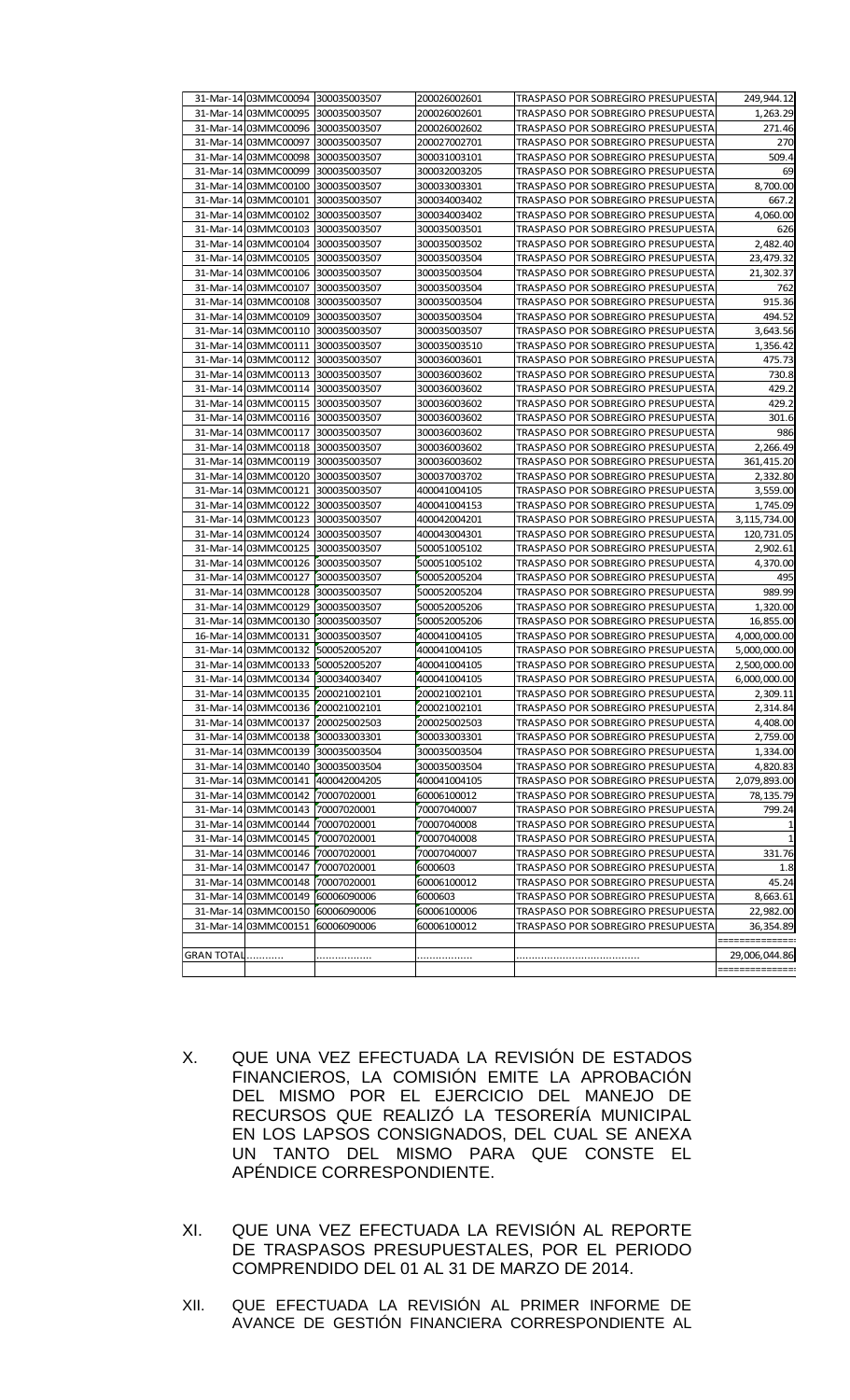| | | | | | |
|---|---|---|---|---|---|
| 31-Mar-14 | 03MMC00094 | 300035003507 | 200026002601 | TRASPASO POR SOBREGIRO PRESUPUESTA | 249,944.12 |
| 31-Mar-14 | 03MMC00095 | 300035003507 | 200026002601 | TRASPASO POR SOBREGIRO PRESUPUESTA | 1,263.29 |
| 31-Mar-14 | 03MMC00096 | 300035003507 | 200026002602 | TRASPASO POR SOBREGIRO PRESUPUESTA | 271.46 |
| 31-Mar-14 | 03MMC00097 | 300035003507 | 200027002701 | TRASPASO POR SOBREGIRO PRESUPUESTA | 270 |
| 31-Mar-14 | 03MMC00098 | 300035003507 | 300031003101 | TRASPASO POR SOBREGIRO PRESUPUESTA | 509.4 |
| 31-Mar-14 | 03MMC00099 | 300035003507 | 300032003205 | TRASPASO POR SOBREGIRO PRESUPUESTA | 69 |
| 31-Mar-14 | 03MMC00100 | 300035003507 | 300033003301 | TRASPASO POR SOBREGIRO PRESUPUESTA | 8,700.00 |
| 31-Mar-14 | 03MMC00101 | 300035003507 | 300034003402 | TRASPASO POR SOBREGIRO PRESUPUESTA | 667.2 |
| 31-Mar-14 | 03MMC00102 | 300035003507 | 300034003402 | TRASPASO POR SOBREGIRO PRESUPUESTA | 4,060.00 |
| 31-Mar-14 | 03MMC00103 | 300035003507 | 300035003501 | TRASPASO POR SOBREGIRO PRESUPUESTA | 626 |
| 31-Mar-14 | 03MMC00104 | 300035003507 | 300035003502 | TRASPASO POR SOBREGIRO PRESUPUESTA | 2,482.40 |
| 31-Mar-14 | 03MMC00105 | 300035003507 | 300035003504 | TRASPASO POR SOBREGIRO PRESUPUESTA | 23,479.32 |
| 31-Mar-14 | 03MMC00106 | 300035003507 | 300035003504 | TRASPASO POR SOBREGIRO PRESUPUESTA | 21,302.37 |
| 31-Mar-14 | 03MMC00107 | 300035003507 | 300035003504 | TRASPASO POR SOBREGIRO PRESUPUESTA | 762 |
| 31-Mar-14 | 03MMC00108 | 300035003507 | 300035003504 | TRASPASO POR SOBREGIRO PRESUPUESTA | 915.36 |
| 31-Mar-14 | 03MMC00109 | 300035003507 | 300035003504 | TRASPASO POR SOBREGIRO PRESUPUESTA | 494.52 |
| 31-Mar-14 | 03MMC00110 | 300035003507 | 300035003507 | TRASPASO POR SOBREGIRO PRESUPUESTA | 3,643.56 |
| 31-Mar-14 | 03MMC00111 | 300035003507 | 300035003510 | TRASPASO POR SOBREGIRO PRESUPUESTA | 1,356.42 |
| 31-Mar-14 | 03MMC00112 | 300035003507 | 300036003601 | TRASPASO POR SOBREGIRO PRESUPUESTA | 475.73 |
| 31-Mar-14 | 03MMC00113 | 300035003507 | 300036003602 | TRASPASO POR SOBREGIRO PRESUPUESTA | 730.8 |
| 31-Mar-14 | 03MMC00114 | 300035003507 | 300036003602 | TRASPASO POR SOBREGIRO PRESUPUESTA | 429.2 |
| 31-Mar-14 | 03MMC00115 | 300035003507 | 300036003602 | TRASPASO POR SOBREGIRO PRESUPUESTA | 429.2 |
| 31-Mar-14 | 03MMC00116 | 300035003507 | 300036003602 | TRASPASO POR SOBREGIRO PRESUPUESTA | 301.6 |
| 31-Mar-14 | 03MMC00117 | 300035003507 | 300036003602 | TRASPASO POR SOBREGIRO PRESUPUESTA | 986 |
| 31-Mar-14 | 03MMC00118 | 300035003507 | 300036003602 | TRASPASO POR SOBREGIRO PRESUPUESTA | 2,266.49 |
| 31-Mar-14 | 03MMC00119 | 300035003507 | 300036003602 | TRASPASO POR SOBREGIRO PRESUPUESTA | 361,415.20 |
| 31-Mar-14 | 03MMC00120 | 300035003507 | 300037003702 | TRASPASO POR SOBREGIRO PRESUPUESTA | 2,332.80 |
| 31-Mar-14 | 03MMC00121 | 300035003507 | 400041004105 | TRASPASO POR SOBREGIRO PRESUPUESTA | 3,559.00 |
| 31-Mar-14 | 03MMC00122 | 300035003507 | 400041004153 | TRASPASO POR SOBREGIRO PRESUPUESTA | 1,745.09 |
| 31-Mar-14 | 03MMC00123 | 300035003507 | 400042004201 | TRASPASO POR SOBREGIRO PRESUPUESTA | 3,115,734.00 |
| 31-Mar-14 | 03MMC00124 | 300035003507 | 400043004301 | TRASPASO POR SOBREGIRO PRESUPUESTA | 120,731.05 |
| 31-Mar-14 | 03MMC00125 | 300035003507 | 500051005102 | TRASPASO POR SOBREGIRO PRESUPUESTA | 2,902.61 |
| 31-Mar-14 | 03MMC00126 | 300035003507 | 500051005102 | TRASPASO POR SOBREGIRO PRESUPUESTA | 4,370.00 |
| 31-Mar-14 | 03MMC00127 | 300035003507 | 500052005204 | TRASPASO POR SOBREGIRO PRESUPUESTA | 495 |
| 31-Mar-14 | 03MMC00128 | 300035003507 | 500052005204 | TRASPASO POR SOBREGIRO PRESUPUESTA | 989.99 |
| 31-Mar-14 | 03MMC00129 | 300035003507 | 500052005206 | TRASPASO POR SOBREGIRO PRESUPUESTA | 1,320.00 |
| 31-Mar-14 | 03MMC00130 | 300035003507 | 500052005206 | TRASPASO POR SOBREGIRO PRESUPUESTA | 16,855.00 |
| 16-Mar-14 | 03MMC00131 | 300035003507 | 400041004105 | TRASPASO POR SOBREGIRO PRESUPUESTA | 4,000,000.00 |
| 31-Mar-14 | 03MMC00132 | 500052005207 | 400041004105 | TRASPASO POR SOBREGIRO PRESUPUESTA | 5,000,000.00 |
| 31-Mar-14 | 03MMC00133 | 500052005207 | 400041004105 | TRASPASO POR SOBREGIRO PRESUPUESTA | 2,500,000.00 |
| 31-Mar-14 | 03MMC00134 | 300034003407 | 400041004105 | TRASPASO POR SOBREGIRO PRESUPUESTA | 6,000,000.00 |
| 31-Mar-14 | 03MMC00135 | 200021002101 | 200021002101 | TRASPASO POR SOBREGIRO PRESUPUESTA | 2,309.11 |
| 31-Mar-14 | 03MMC00136 | 200021002101 | 200021002101 | TRASPASO POR SOBREGIRO PRESUPUESTA | 2,314.84 |
| 31-Mar-14 | 03MMC00137 | 200025002503 | 200025002503 | TRASPASO POR SOBREGIRO PRESUPUESTA | 4,408.00 |
| 31-Mar-14 | 03MMC00138 | 300033003301 | 300033003301 | TRASPASO POR SOBREGIRO PRESUPUESTA | 2,759.00 |
| 31-Mar-14 | 03MMC00139 | 300035003504 | 300035003504 | TRASPASO POR SOBREGIRO PRESUPUESTA | 1,334.00 |
| 31-Mar-14 | 03MMC00140 | 300035003504 | 300035003504 | TRASPASO POR SOBREGIRO PRESUPUESTA | 4,820.83 |
| 31-Mar-14 | 03MMC00141 | 400042004205 | 400041004105 | TRASPASO POR SOBREGIRO PRESUPUESTA | 2,079,893.00 |
| 31-Mar-14 | 03MMC00142 | 70007020001 | 60006100012 | TRASPASO POR SOBREGIRO PRESUPUESTA | 78,135.79 |
| 31-Mar-14 | 03MMC00143 | 70007020001 | 70007040007 | TRASPASO POR SOBREGIRO PRESUPUESTA | 799.24 |
| 31-Mar-14 | 03MMC00144 | 70007020001 | 70007040008 | TRASPASO POR SOBREGIRO PRESUPUESTA | 1 |
| 31-Mar-14 | 03MMC00145 | 70007020001 | 70007040008 | TRASPASO POR SOBREGIRO PRESUPUESTA | 1 |
| 31-Mar-14 | 03MMC00146 | 70007020001 | 70007040007 | TRASPASO POR SOBREGIRO PRESUPUESTA | 331.76 |
| 31-Mar-14 | 03MMC00147 | 70007020001 | 6000603 | TRASPASO POR SOBREGIRO PRESUPUESTA | 1.8 |
| 31-Mar-14 | 03MMC00148 | 70007020001 | 60006100012 | TRASPASO POR SOBREGIRO PRESUPUESTA | 45.24 |
| 31-Mar-14 | 03MMC00149 | 60006090006 | 6000603 | TRASPASO POR SOBREGIRO PRESUPUESTA | 8,663.61 |
| 31-Mar-14 | 03MMC00150 | 60006090006 | 60006100006 | TRASPASO POR SOBREGIRO PRESUPUESTA | 22,982.00 |
| 31-Mar-14 | 03MMC00151 | 60006090006 | 60006100012 | TRASPASO POR SOBREGIRO PRESUPUESTA | 36,354.89 |
| | | | | | ============== |
| GRAN TOTAL | ............ | .................. | .................. | ........................................ | 29,006,044.86 |
| | | | | | ============== |

X. QUE UNA VEZ EFECTUADA LA REVISIÓN DE ESTADOS FINANCIEROS, LA COMISIÓN EMITE LA APROBACIÓN DEL MISMO POR EL EJERCICIO DEL MANEJO DE RECURSOS QUE REALIZÓ LA TESORERÍA MUNICIPAL EN LOS LAPSOS CONSIGNADOS, DEL CUAL SE ANEXA UN TANTO DEL MISMO PARA QUE CONSTE EL APÉNDICE CORRESPONDIENTE.

XI. QUE UNA VEZ EFECTUADA LA REVISIÓN AL REPORTE DE TRASPASOS PRESUPUESTALES, POR EL PERIODO COMPRENDIDO DEL 01 AL 31 DE MARZO DE 2014.

XII. QUE EFECTUADA LA REVISIÓN AL PRIMER INFORME DE AVANCE DE GESTIÓN FINANCIERA CORRESPONDIENTE AL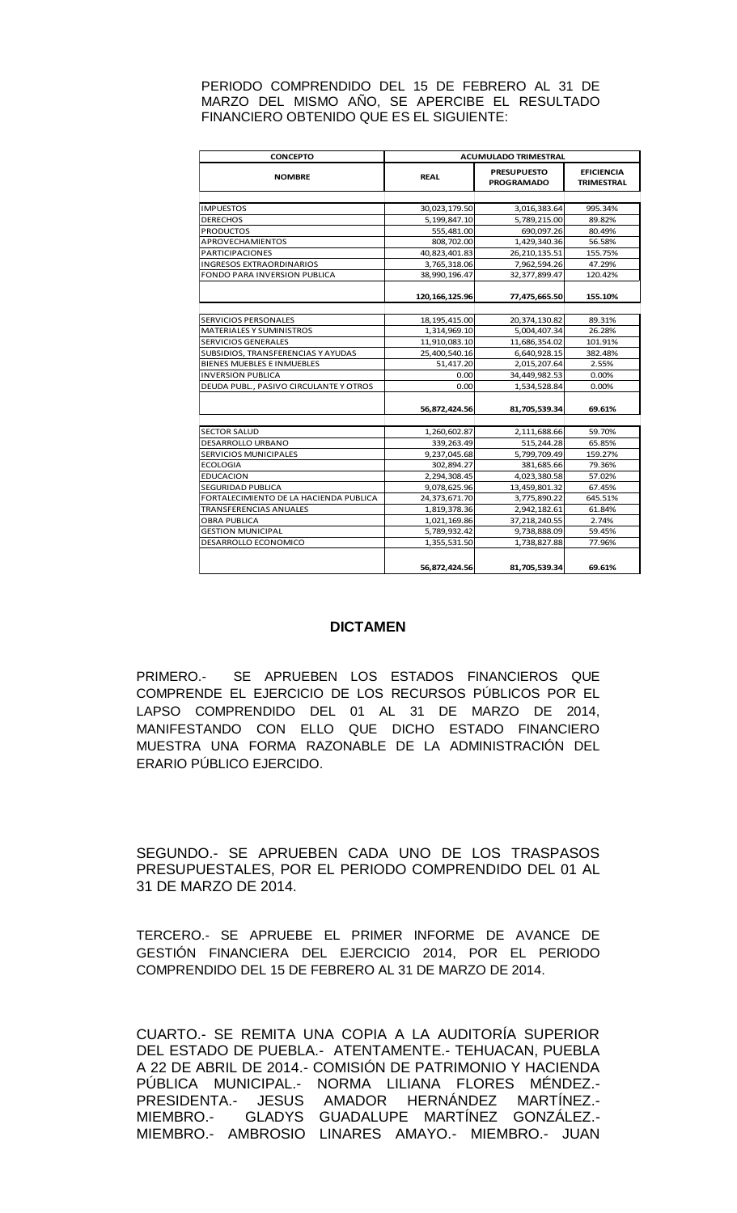PERIODO COMPRENDIDO DEL 15 DE FEBRERO AL 31 DE MARZO DEL MISMO AÑO, SE APERCIBE EL RESULTADO FINANCIERO OBTENIDO QUE ES EL SIGUIENTE:

| CONCEPTO | ACUMULADO TRIMESTRAL | | |
|---|---|---|---|
| NOMBRE | REAL | PRESUPUESTO PROGRAMADO | EFICIENCIA TRIMESTRAL |
| IMPUESTOS | 30,023,179.50 | 3,016,383.64 | 995.34% |
| DERECHOS | 5,199,847.10 | 5,789,215.00 | 89.82% |
| PRODUCTOS | 555,481.00 | 690,097.26 | 80.49% |
| APROVECHAMIENTOS | 808,702.00 | 1,429,340.36 | 56.58% |
| PARTICIPACIONES | 40,823,401.83 | 26,210,135.51 | 155.75% |
| INGRESOS EXTRAORDINARIOS | 3,765,318.06 | 7,962,594.26 | 47.29% |
| FONDO PARA INVERSION PUBLICA | 38,990,196.47 | 32,377,899.47 | 120.42% |
| | 120,166,125.96 | 77,475,665.50 | 155.10% |
| SERVICIOS PERSONALES | 18,195,415.00 | 20,374,130.82 | 89.31% |
| MATERIALES Y SUMINISTROS | 1,314,969.10 | 5,004,407.34 | 26.28% |
| SERVICIOS GENERALES | 11,910,083.10 | 11,686,354.02 | 101.91% |
| SUBSIDIOS, TRANSFERENCIAS Y AYUDAS | 25,400,540.16 | 6,640,928.15 | 382.48% |
| BIENES MUEBLES E INMUEBLES | 51,417.20 | 2,015,207.64 | 2.55% |
| INVERSION PUBLICA | 0.00 | 34,449,982.53 | 0.00% |
| DEUDA PUBL., PASIVO CIRCULANTE Y OTROS | 0.00 | 1,534,528.84 | 0.00% |
| | 56,872,424.56 | 81,705,539.34 | 69.61% |
| SECTOR SALUD | 1,260,602.87 | 2,111,688.66 | 59.70% |
| DESARROLLO URBANO | 339,263.49 | 515,244.28 | 65.85% |
| SERVICIOS MUNICIPALES | 9,237,045.68 | 5,799,709.49 | 159.27% |
| ECOLOGIA | 302,894.27 | 381,685.66 | 79.36% |
| EDUCACION | 2,294,308.45 | 4,023,380.58 | 57.02% |
| SEGURIDAD PUBLICA | 9,078,625.96 | 13,459,801.32 | 67.45% |
| FORTALECIMIENTO DE LA HACIENDA PUBLICA | 24,373,671.70 | 3,775,890.22 | 645.51% |
| TRANSFERENCIAS ANUALES | 1,819,378.36 | 2,942,182.61 | 61.84% |
| OBRA PUBLICA | 1,021,169.86 | 37,218,240.55 | 2.74% |
| GESTION MUNICIPAL | 5,789,932.42 | 9,738,888.09 | 59.45% |
| DESARROLLO ECONOMICO | 1,355,531.50 | 1,738,827.88 | 77.96% |
| | 56,872,424.56 | 81,705,539.34 | 69.61% |

**DICTAMEN**

PRIMERO.- SE APRUEBEN LOS ESTADOS FINANCIEROS QUE COMPRENDE EL EJERCICIO DE LOS RECURSOS PÚBLICOS POR EL LAPSO COMPRENDIDO DEL 01 AL 31 DE MARZO DE 2014, MANIFESTANDO CON ELLO QUE DICHO ESTADO FINANCIERO MUESTRA UNA FORMA RAZONABLE DE LA ADMINISTRACIÓN DEL ERARIO PÚBLICO EJERCIDO.

SEGUNDO.- SE APRUEBEN CADA UNO DE LOS TRASPASOS PRESUPUESTALES, POR EL PERIODO COMPRENDIDO DEL 01 AL 31 DE MARZO DE 2014.

TERCERO.- SE APRUEBE EL PRIMER INFORME DE AVANCE DE GESTIÓN FINANCIERA DEL EJERCICIO 2014, POR EL PERIODO COMPRENDIDO DEL 15 DE FEBRERO AL 31 DE MARZO DE 2014.

CUARTO.- SE REMITA UNA COPIA A LA AUDITORÍA SUPERIOR DEL ESTADO DE PUEBLA.- ATENTAMENTE.- TEHUACAN, PUEBLA A 22 DE ABRIL DE 2014.- COMISIÓN DE PATRIMONIO Y HACIENDA PÚBLICA MUNICIPAL.- NORMA LILIANA FLORES MÉNDEZ.- PRESIDENTA.- JESUS AMADOR HERNÁNDEZ MARTÍNEZ.- MIEMBRO.- GLADYS GUADALUPE MARTÍNEZ GONZÁLEZ.- MIEMBRO.- AMBROSIO LINARES AMAYO.- MIEMBRO.- JUAN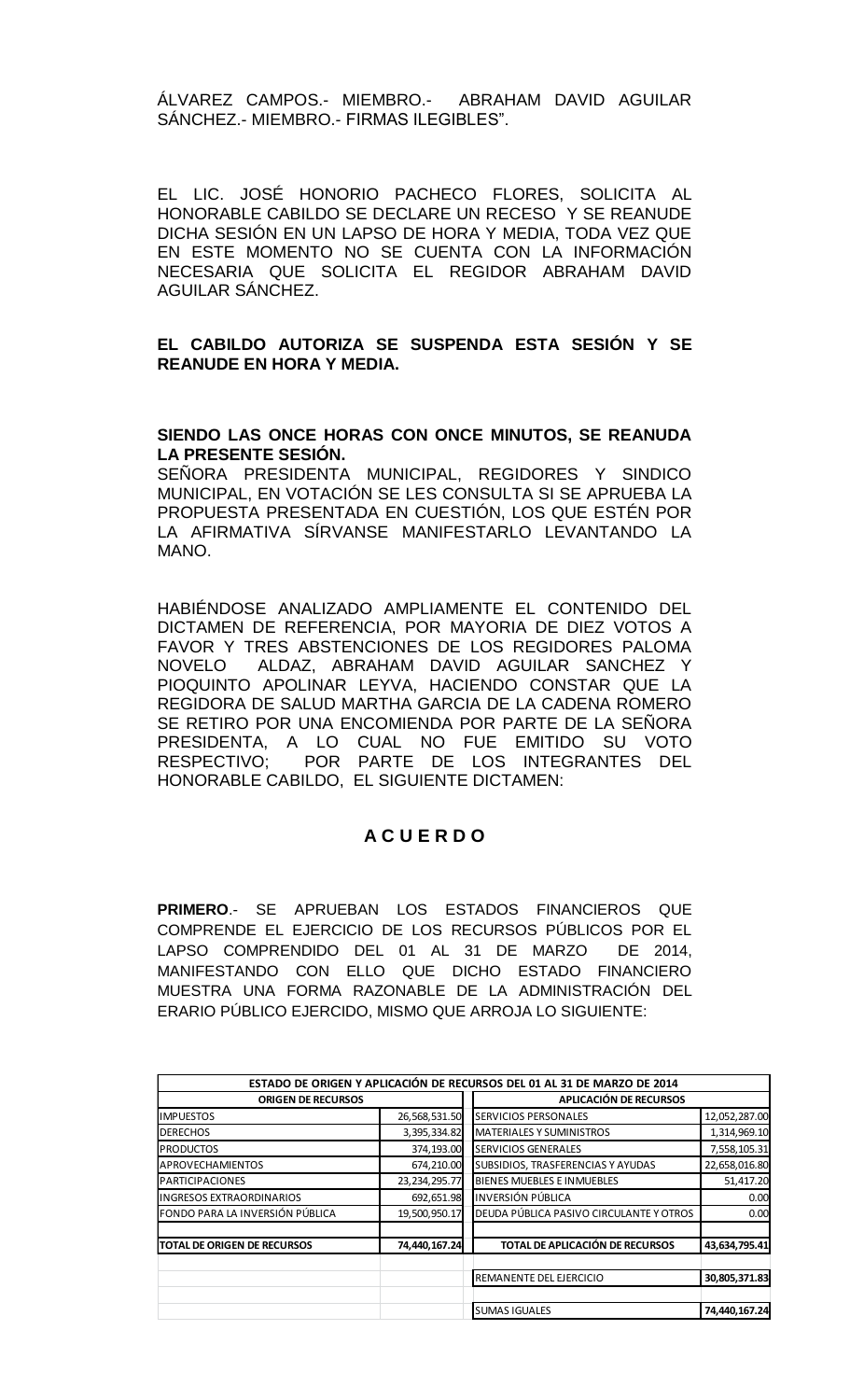ÁLVAREZ CAMPOS.- MIEMBRO.- ABRAHAM DAVID AGUILAR SÁNCHEZ.- MIEMBRO.- FIRMAS ILEGIBLES".

EL LIC. JOSÉ HONORIO PACHECO FLORES, SOLICITA AL HONORABLE CABILDO SE DECLARE UN RECESO Y SE REANUDE DICHA SESIÓN EN UN LAPSO DE HORA Y MEDIA, TODA VEZ QUE EN ESTE MOMENTO NO SE CUENTA CON LA INFORMACIÓN NECESARIA QUE SOLICITA EL REGIDOR ABRAHAM DAVID AGUILAR SÁNCHEZ.

**EL CABILDO AUTORIZA SE SUSPENDA ESTA SESIÓN Y SE REANUDE EN HORA Y MEDIA.**

**SIENDO LAS ONCE HORAS CON ONCE MINUTOS, SE REANUDA LA PRESENTE SESIÓN.**
SEÑORA PRESIDENTA MUNICIPAL, REGIDORES Y SINDICO MUNICIPAL, EN VOTACIÓN SE LES CONSULTA SI SE APRUEBA LA PROPUESTA PRESENTADA EN CUESTIÓN, LOS QUE ESTÉN POR LA AFIRMATIVA SÍRVANSE MANIFESTARLO LEVANTANDO LA MANO.

HABIÉNDOSE ANALIZADO AMPLIAMENTE EL CONTENIDO DEL DICTAMEN DE REFERENCIA, POR MAYORIA DE DIEZ VOTOS A FAVOR Y TRES ABSTENCIONES DE LOS REGIDORES PALOMA NOVELO ALDAZ, ABRAHAM DAVID AGUILAR SANCHEZ Y PIOQUINTO APOLINAR LEYVA, HACIENDO CONSTAR QUE LA REGIDORA DE SALUD MARTHA GARCIA DE LA CADENA ROMERO SE RETIRO POR UNA ENCOMIENDA POR PARTE DE LA SEÑORA PRESIDENTA, A LO CUAL NO FUE EMITIDO SU VOTO RESPECTIVO; POR PARTE DE LOS INTEGRANTES DEL HONORABLE CABILDO, EL SIGUIENTE DICTAMEN:

## A C U E R D O

**PRIMERO**.- SE APRUEBAN LOS ESTADOS FINANCIEROS QUE COMPRENDE EL EJERCICIO DE LOS RECURSOS PÚBLICOS POR EL LAPSO COMPRENDIDO DEL 01 AL 31 DE MARZO DE 2014, MANIFESTANDO CON ELLO QUE DICHO ESTADO FINANCIERO MUESTRA UNA FORMA RAZONABLE DE LA ADMINISTRACIÓN DEL ERARIO PÚBLICO EJERCIDO, MISMO QUE ARROJA LO SIGUIENTE:

| ESTADO DE ORIGEN Y APLICACIÓN DE RECURSOS DEL 01 AL 31 DE MARZO DE 2014 | | | |
|---|---|---|---|
| **ORIGEN DE RECURSOS** | | **APLICACIÓN DE RECURSOS** | |
| IMPUESTOS | 26,568,531.50 | SERVICIOS PERSONALES | 12,052,287.00 |
| DERECHOS | 3,395,334.82 | MATERIALES Y SUMINISTROS | 1,314,969.10 |
| PRODUCTOS | 374,193.00 | SERVICIOS GENERALES | 7,558,105.31 |
| APROVECHAMIENTOS | 674,210.00 | SUBSIDIOS, TRASFERENCIAS Y AYUDAS | 22,658,016.80 |
| PARTICIPACIONES | 23,234,295.77 | BIENES MUEBLES E INMUEBLES | 51,417.20 |
| INGRESOS EXTRAORDINARIOS | 692,651.98 | INVERSIÓN PÚBLICA | 0.00 |
| FONDO PARA LA INVERSIÓN PÚBLICA | 19,500,950.17 | DEUDA PÚBLICA PASIVO CIRCULANTE Y OTROS | 0.00 |
| **TOTAL DE ORIGEN DE RECURSOS** | **74,440,167.24** | **TOTAL DE APLICACIÓN DE RECURSOS** | **43,634,795.41** |
| | | REMANENTE DEL EJERCICIO | **30,805,371.83** |
| | | SUMAS IGUALES | **74,440,167.24** |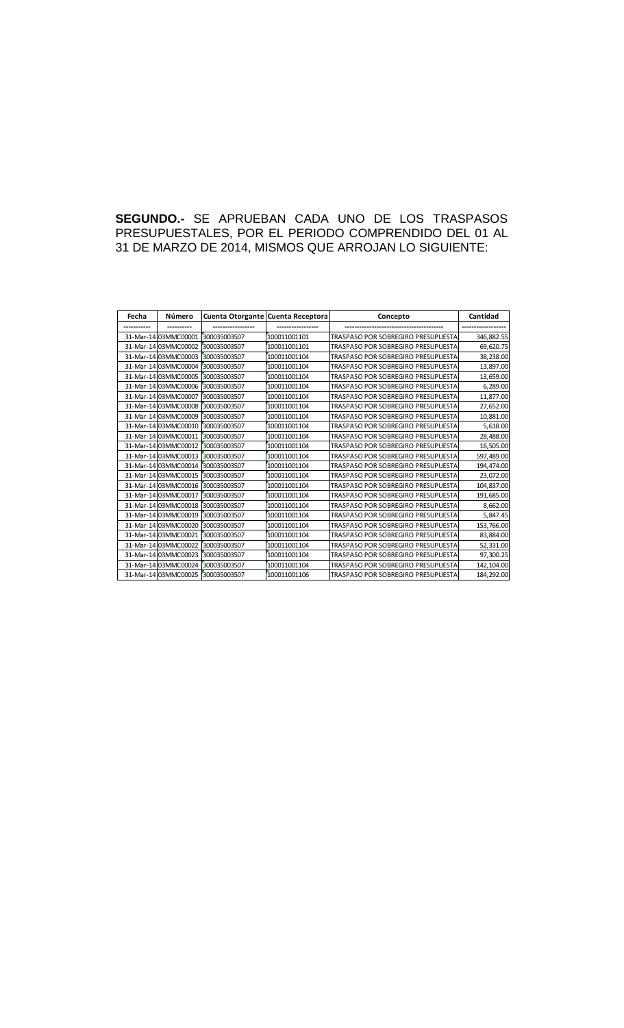**SEGUNDO.-** SE APRUEBAN CADA UNO DE LOS TRASPASOS PRESUPUESTALES, POR EL PERIODO COMPRENDIDO DEL 01 AL 31 DE MARZO DE 2014, MISMOS QUE ARROJAN LO SIGUIENTE:

| Fecha | Número | Cuenta Otorgante | Cuenta Receptora | Concepto | Cantidad |
|---|---|---|---|---|---|
| ----------- | ---------- | ----------------- | ----------------- | ---------------------------------------- | ------------------ |
| 31-Mar-14 | 03MMC00001 | 300035003507 | 100011001101 | TRASPASO POR SOBREGIRO PRESUPUESTA | 346,882.55 |
| 31-Mar-14 | 03MMC00002 | 300035003507 | 100011001101 | TRASPASO POR SOBREGIRO PRESUPUESTA | 69,620.75 |
| 31-Mar-14 | 03MMC00003 | 300035003507 | 100011001104 | TRASPASO POR SOBREGIRO PRESUPUESTA | 38,238.00 |
| 31-Mar-14 | 03MMC00004 | 300035003507 | 100011001104 | TRASPASO POR SOBREGIRO PRESUPUESTA | 13,897.00 |
| 31-Mar-14 | 03MMC00005 | 300035003507 | 100011001104 | TRASPASO POR SOBREGIRO PRESUPUESTA | 13,659.00 |
| 31-Mar-14 | 03MMC00006 | 300035003507 | 100011001104 | TRASPASO POR SOBREGIRO PRESUPUESTA | 6,289.00 |
| 31-Mar-14 | 03MMC00007 | 300035003507 | 100011001104 | TRASPASO POR SOBREGIRO PRESUPUESTA | 11,877.00 |
| 31-Mar-14 | 03MMC00008 | 300035003507 | 100011001104 | TRASPASO POR SOBREGIRO PRESUPUESTA | 27,652.00 |
| 31-Mar-14 | 03MMC00009 | 300035003507 | 100011001104 | TRASPASO POR SOBREGIRO PRESUPUESTA | 10,881.00 |
| 31-Mar-14 | 03MMC00010 | 300035003507 | 100011001104 | TRASPASO POR SOBREGIRO PRESUPUESTA | 5,618.00 |
| 31-Mar-14 | 03MMC00011 | 300035003507 | 100011001104 | TRASPASO POR SOBREGIRO PRESUPUESTA | 28,488.00 |
| 31-Mar-14 | 03MMC00012 | 300035003507 | 100011001104 | TRASPASO POR SOBREGIRO PRESUPUESTA | 16,505.00 |
| 31-Mar-14 | 03MMC00013 | 300035003507 | 100011001104 | TRASPASO POR SOBREGIRO PRESUPUESTA | 597,489.00 |
| 31-Mar-14 | 03MMC00014 | 300035003507 | 100011001104 | TRASPASO POR SOBREGIRO PRESUPUESTA | 194,474.00 |
| 31-Mar-14 | 03MMC00015 | 300035003507 | 100011001104 | TRASPASO POR SOBREGIRO PRESUPUESTA | 23,072.00 |
| 31-Mar-14 | 03MMC00016 | 300035003507 | 100011001104 | TRASPASO POR SOBREGIRO PRESUPUESTA | 104,837.00 |
| 31-Mar-14 | 03MMC00017 | 300035003507 | 100011001104 | TRASPASO POR SOBREGIRO PRESUPUESTA | 191,685.00 |
| 31-Mar-14 | 03MMC00018 | 300035003507 | 100011001104 | TRASPASO POR SOBREGIRO PRESUPUESTA | 8,662.00 |
| 31-Mar-14 | 03MMC00019 | 300035003507 | 100011001104 | TRASPASO POR SOBREGIRO PRESUPUESTA | 5,847.45 |
| 31-Mar-14 | 03MMC00020 | 300035003507 | 100011001104 | TRASPASO POR SOBREGIRO PRESUPUESTA | 153,766.00 |
| 31-Mar-14 | 03MMC00021 | 300035003507 | 100011001104 | TRASPASO POR SOBREGIRO PRESUPUESTA | 83,884.00 |
| 31-Mar-14 | 03MMC00022 | 300035003507 | 100011001104 | TRASPASO POR SOBREGIRO PRESUPUESTA | 52,331.00 |
| 31-Mar-14 | 03MMC00023 | 300035003507 | 100011001104 | TRASPASO POR SOBREGIRO PRESUPUESTA | 97,300.25 |
| 31-Mar-14 | 03MMC00024 | 300035003507 | 100011001104 | TRASPASO POR SOBREGIRO PRESUPUESTA | 142,104.00 |
| 31-Mar-14 | 03MMC00025 | 300035003507 | 100011001106 | TRASPASO POR SOBREGIRO PRESUPUESTA | 184,292.00 |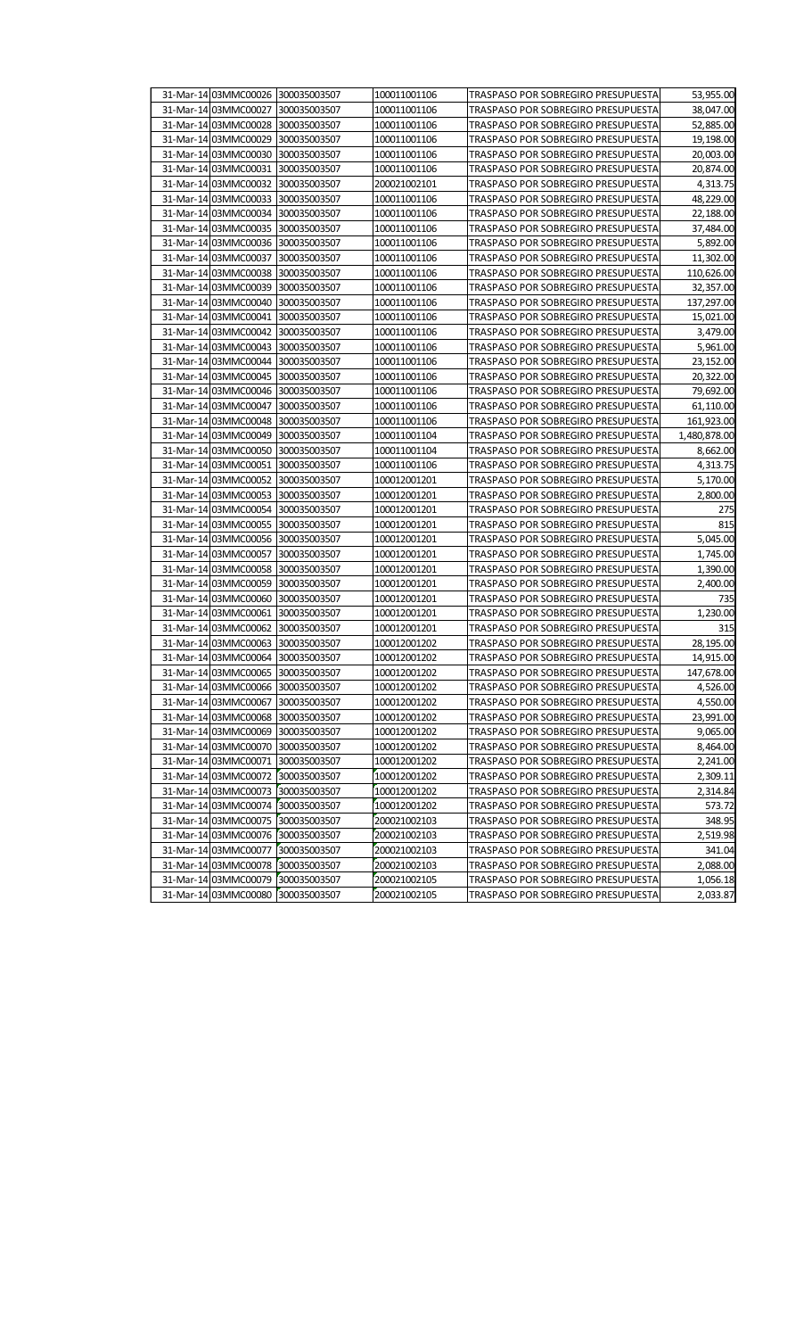| | | | | | |
|---|---|---|---|---|---|
| 31-Mar-14 | 03MMC00026 | 300035003507 | 100011001106 | TRASPASO POR SOBREGIRO PRESUPUESTA | 53,955.00 |
| 31-Mar-14 | 03MMC00027 | 300035003507 | 100011001106 | TRASPASO POR SOBREGIRO PRESUPUESTA | 38,047.00 |
| 31-Mar-14 | 03MMC00028 | 300035003507 | 100011001106 | TRASPASO POR SOBREGIRO PRESUPUESTA | 52,885.00 |
| 31-Mar-14 | 03MMC00029 | 300035003507 | 100011001106 | TRASPASO POR SOBREGIRO PRESUPUESTA | 19,198.00 |
| 31-Mar-14 | 03MMC00030 | 300035003507 | 100011001106 | TRASPASO POR SOBREGIRO PRESUPUESTA | 20,003.00 |
| 31-Mar-14 | 03MMC00031 | 300035003507 | 100011001106 | TRASPASO POR SOBREGIRO PRESUPUESTA | 20,874.00 |
| 31-Mar-14 | 03MMC00032 | 300035003507 | 200021002101 | TRASPASO POR SOBREGIRO PRESUPUESTA | 4,313.75 |
| 31-Mar-14 | 03MMC00033 | 300035003507 | 100011001106 | TRASPASO POR SOBREGIRO PRESUPUESTA | 48,229.00 |
| 31-Mar-14 | 03MMC00034 | 300035003507 | 100011001106 | TRASPASO POR SOBREGIRO PRESUPUESTA | 22,188.00 |
| 31-Mar-14 | 03MMC00035 | 300035003507 | 100011001106 | TRASPASO POR SOBREGIRO PRESUPUESTA | 37,484.00 |
| 31-Mar-14 | 03MMC00036 | 300035003507 | 100011001106 | TRASPASO POR SOBREGIRO PRESUPUESTA | 5,892.00 |
| 31-Mar-14 | 03MMC00037 | 300035003507 | 100011001106 | TRASPASO POR SOBREGIRO PRESUPUESTA | 11,302.00 |
| 31-Mar-14 | 03MMC00038 | 300035003507 | 100011001106 | TRASPASO POR SOBREGIRO PRESUPUESTA | 110,626.00 |
| 31-Mar-14 | 03MMC00039 | 300035003507 | 100011001106 | TRASPASO POR SOBREGIRO PRESUPUESTA | 32,357.00 |
| 31-Mar-14 | 03MMC00040 | 300035003507 | 100011001106 | TRASPASO POR SOBREGIRO PRESUPUESTA | 137,297.00 |
| 31-Mar-14 | 03MMC00041 | 300035003507 | 100011001106 | TRASPASO POR SOBREGIRO PRESUPUESTA | 15,021.00 |
| 31-Mar-14 | 03MMC00042 | 300035003507 | 100011001106 | TRASPASO POR SOBREGIRO PRESUPUESTA | 3,479.00 |
| 31-Mar-14 | 03MMC00043 | 300035003507 | 100011001106 | TRASPASO POR SOBREGIRO PRESUPUESTA | 5,961.00 |
| 31-Mar-14 | 03MMC00044 | 300035003507 | 100011001106 | TRASPASO POR SOBREGIRO PRESUPUESTA | 23,152.00 |
| 31-Mar-14 | 03MMC00045 | 300035003507 | 100011001106 | TRASPASO POR SOBREGIRO PRESUPUESTA | 20,322.00 |
| 31-Mar-14 | 03MMC00046 | 300035003507 | 100011001106 | TRASPASO POR SOBREGIRO PRESUPUESTA | 79,692.00 |
| 31-Mar-14 | 03MMC00047 | 300035003507 | 100011001106 | TRASPASO POR SOBREGIRO PRESUPUESTA | 61,110.00 |
| 31-Mar-14 | 03MMC00048 | 300035003507 | 100011001106 | TRASPASO POR SOBREGIRO PRESUPUESTA | 161,923.00 |
| 31-Mar-14 | 03MMC00049 | 300035003507 | 100011001104 | TRASPASO POR SOBREGIRO PRESUPUESTA | 1,480,878.00 |
| 31-Mar-14 | 03MMC00050 | 300035003507 | 100011001104 | TRASPASO POR SOBREGIRO PRESUPUESTA | 8,662.00 |
| 31-Mar-14 | 03MMC00051 | 300035003507 | 100011001106 | TRASPASO POR SOBREGIRO PRESUPUESTA | 4,313.75 |
| 31-Mar-14 | 03MMC00052 | 300035003507 | 100012001201 | TRASPASO POR SOBREGIRO PRESUPUESTA | 5,170.00 |
| 31-Mar-14 | 03MMC00053 | 300035003507 | 100012001201 | TRASPASO POR SOBREGIRO PRESUPUESTA | 2,800.00 |
| 31-Mar-14 | 03MMC00054 | 300035003507 | 100012001201 | TRASPASO POR SOBREGIRO PRESUPUESTA | 275 |
| 31-Mar-14 | 03MMC00055 | 300035003507 | 100012001201 | TRASPASO POR SOBREGIRO PRESUPUESTA | 815 |
| 31-Mar-14 | 03MMC00056 | 300035003507 | 100012001201 | TRASPASO POR SOBREGIRO PRESUPUESTA | 5,045.00 |
| 31-Mar-14 | 03MMC00057 | 300035003507 | 100012001201 | TRASPASO POR SOBREGIRO PRESUPUESTA | 1,745.00 |
| 31-Mar-14 | 03MMC00058 | 300035003507 | 100012001201 | TRASPASO POR SOBREGIRO PRESUPUESTA | 1,390.00 |
| 31-Mar-14 | 03MMC00059 | 300035003507 | 100012001201 | TRASPASO POR SOBREGIRO PRESUPUESTA | 2,400.00 |
| 31-Mar-14 | 03MMC00060 | 300035003507 | 100012001201 | TRASPASO POR SOBREGIRO PRESUPUESTA | 735 |
| 31-Mar-14 | 03MMC00061 | 300035003507 | 100012001201 | TRASPASO POR SOBREGIRO PRESUPUESTA | 1,230.00 |
| 31-Mar-14 | 03MMC00062 | 300035003507 | 100012001201 | TRASPASO POR SOBREGIRO PRESUPUESTA | 315 |
| 31-Mar-14 | 03MMC00063 | 300035003507 | 100012001202 | TRASPASO POR SOBREGIRO PRESUPUESTA | 28,195.00 |
| 31-Mar-14 | 03MMC00064 | 300035003507 | 100012001202 | TRASPASO POR SOBREGIRO PRESUPUESTA | 14,915.00 |
| 31-Mar-14 | 03MMC00065 | 300035003507 | 100012001202 | TRASPASO POR SOBREGIRO PRESUPUESTA | 147,678.00 |
| 31-Mar-14 | 03MMC00066 | 300035003507 | 100012001202 | TRASPASO POR SOBREGIRO PRESUPUESTA | 4,526.00 |
| 31-Mar-14 | 03MMC00067 | 300035003507 | 100012001202 | TRASPASO POR SOBREGIRO PRESUPUESTA | 4,550.00 |
| 31-Mar-14 | 03MMC00068 | 300035003507 | 100012001202 | TRASPASO POR SOBREGIRO PRESUPUESTA | 23,991.00 |
| 31-Mar-14 | 03MMC00069 | 300035003507 | 100012001202 | TRASPASO POR SOBREGIRO PRESUPUESTA | 9,065.00 |
| 31-Mar-14 | 03MMC00070 | 300035003507 | 100012001202 | TRASPASO POR SOBREGIRO PRESUPUESTA | 8,464.00 |
| 31-Mar-14 | 03MMC00071 | 300035003507 | 100012001202 | TRASPASO POR SOBREGIRO PRESUPUESTA | 2,241.00 |
| 31-Mar-14 | 03MMC00072 | 300035003507 | 100012001202 | TRASPASO POR SOBREGIRO PRESUPUESTA | 2,309.11 |
| 31-Mar-14 | 03MMC00073 | 300035003507 | 100012001202 | TRASPASO POR SOBREGIRO PRESUPUESTA | 2,314.84 |
| 31-Mar-14 | 03MMC00074 | 300035003507 | 100012001202 | TRASPASO POR SOBREGIRO PRESUPUESTA | 573.72 |
| 31-Mar-14 | 03MMC00075 | 300035003507 | 200021002103 | TRASPASO POR SOBREGIRO PRESUPUESTA | 348.95 |
| 31-Mar-14 | 03MMC00076 | 300035003507 | 200021002103 | TRASPASO POR SOBREGIRO PRESUPUESTA | 2,519.98 |
| 31-Mar-14 | 03MMC00077 | 300035003507 | 200021002103 | TRASPASO POR SOBREGIRO PRESUPUESTA | 341.04 |
| 31-Mar-14 | 03MMC00078 | 300035003507 | 200021002103 | TRASPASO POR SOBREGIRO PRESUPUESTA | 2,088.00 |
| 31-Mar-14 | 03MMC00079 | 300035003507 | 200021002105 | TRASPASO POR SOBREGIRO PRESUPUESTA | 1,056.18 |
| 31-Mar-14 | 03MMC00080 | 300035003507 | 200021002105 | TRASPASO POR SOBREGIRO PRESUPUESTA | 2,033.87 |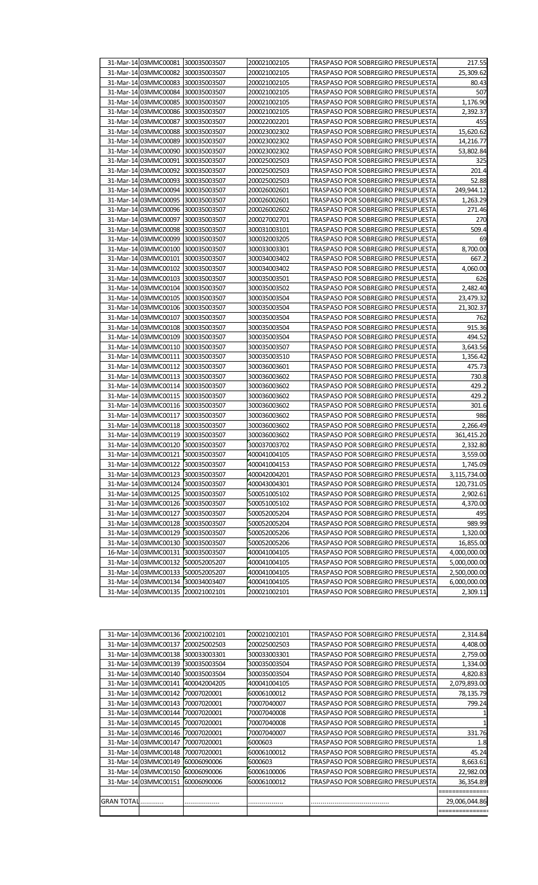| | | | | | |
|---|---|---|---|---|---|
| 31-Mar-14 | 03MMC00081 | 300035003507 | 200021002105 | TRASPASO POR SOBREGIRO PRESUPUESTA | 217.55 |
| 31-Mar-14 | 03MMC00082 | 300035003507 | 200021002105 | TRASPASO POR SOBREGIRO PRESUPUESTA | 25,309.62 |
| 31-Mar-14 | 03MMC00083 | 300035003507 | 200021002105 | TRASPASO POR SOBREGIRO PRESUPUESTA | 80.43 |
| 31-Mar-14 | 03MMC00084 | 300035003507 | 200021002105 | TRASPASO POR SOBREGIRO PRESUPUESTA | 507 |
| 31-Mar-14 | 03MMC00085 | 300035003507 | 200021002105 | TRASPASO POR SOBREGIRO PRESUPUESTA | 1,176.90 |
| 31-Mar-14 | 03MMC00086 | 300035003507 | 200021002105 | TRASPASO POR SOBREGIRO PRESUPUESTA | 2,392.37 |
| 31-Mar-14 | 03MMC00087 | 300035003507 | 200022002201 | TRASPASO POR SOBREGIRO PRESUPUESTA | 455 |
| 31-Mar-14 | 03MMC00088 | 300035003507 | 200023002302 | TRASPASO POR SOBREGIRO PRESUPUESTA | 15,620.62 |
| 31-Mar-14 | 03MMC00089 | 300035003507 | 200023002302 | TRASPASO POR SOBREGIRO PRESUPUESTA | 14,216.77 |
| 31-Mar-14 | 03MMC00090 | 300035003507 | 200023002302 | TRASPASO POR SOBREGIRO PRESUPUESTA | 53,802.84 |
| 31-Mar-14 | 03MMC00091 | 300035003507 | 200025002503 | TRASPASO POR SOBREGIRO PRESUPUESTA | 325 |
| 31-Mar-14 | 03MMC00092 | 300035003507 | 200025002503 | TRASPASO POR SOBREGIRO PRESUPUESTA | 201.4 |
| 31-Mar-14 | 03MMC00093 | 300035003507 | 200025002503 | TRASPASO POR SOBREGIRO PRESUPUESTA | 52.88 |
| 31-Mar-14 | 03MMC00094 | 300035003507 | 200026002601 | TRASPASO POR SOBREGIRO PRESUPUESTA | 249,944.12 |
| 31-Mar-14 | 03MMC00095 | 300035003507 | 200026002601 | TRASPASO POR SOBREGIRO PRESUPUESTA | 1,263.29 |
| 31-Mar-14 | 03MMC00096 | 300035003507 | 200026002602 | TRASPASO POR SOBREGIRO PRESUPUESTA | 271.46 |
| 31-Mar-14 | 03MMC00097 | 300035003507 | 200027002701 | TRASPASO POR SOBREGIRO PRESUPUESTA | 270 |
| 31-Mar-14 | 03MMC00098 | 300035003507 | 300031003101 | TRASPASO POR SOBREGIRO PRESUPUESTA | 509.4 |
| 31-Mar-14 | 03MMC00099 | 300035003507 | 300032003205 | TRASPASO POR SOBREGIRO PRESUPUESTA | 69 |
| 31-Mar-14 | 03MMC00100 | 300035003507 | 300033003301 | TRASPASO POR SOBREGIRO PRESUPUESTA | 8,700.00 |
| 31-Mar-14 | 03MMC00101 | 300035003507 | 300034003402 | TRASPASO POR SOBREGIRO PRESUPUESTA | 667.2 |
| 31-Mar-14 | 03MMC00102 | 300035003507 | 300034003402 | TRASPASO POR SOBREGIRO PRESUPUESTA | 4,060.00 |
| 31-Mar-14 | 03MMC00103 | 300035003507 | 300035003501 | TRASPASO POR SOBREGIRO PRESUPUESTA | 626 |
| 31-Mar-14 | 03MMC00104 | 300035003507 | 300035003502 | TRASPASO POR SOBREGIRO PRESUPUESTA | 2,482.40 |
| 31-Mar-14 | 03MMC00105 | 300035003507 | 300035003504 | TRASPASO POR SOBREGIRO PRESUPUESTA | 23,479.32 |
| 31-Mar-14 | 03MMC00106 | 300035003507 | 300035003504 | TRASPASO POR SOBREGIRO PRESUPUESTA | 21,302.37 |
| 31-Mar-14 | 03MMC00107 | 300035003507 | 300035003504 | TRASPASO POR SOBREGIRO PRESUPUESTA | 762 |
| 31-Mar-14 | 03MMC00108 | 300035003507 | 300035003504 | TRASPASO POR SOBREGIRO PRESUPUESTA | 915.36 |
| 31-Mar-14 | 03MMC00109 | 300035003507 | 300035003504 | TRASPASO POR SOBREGIRO PRESUPUESTA | 494.52 |
| 31-Mar-14 | 03MMC00110 | 300035003507 | 300035003507 | TRASPASO POR SOBREGIRO PRESUPUESTA | 3,643.56 |
| 31-Mar-14 | 03MMC00111 | 300035003507 | 300035003510 | TRASPASO POR SOBREGIRO PRESUPUESTA | 1,356.42 |
| 31-Mar-14 | 03MMC00112 | 300035003507 | 300036003601 | TRASPASO POR SOBREGIRO PRESUPUESTA | 475.73 |
| 31-Mar-14 | 03MMC00113 | 300035003507 | 300036003602 | TRASPASO POR SOBREGIRO PRESUPUESTA | 730.8 |
| 31-Mar-14 | 03MMC00114 | 300035003507 | 300036003602 | TRASPASO POR SOBREGIRO PRESUPUESTA | 429.2 |
| 31-Mar-14 | 03MMC00115 | 300035003507 | 300036003602 | TRASPASO POR SOBREGIRO PRESUPUESTA | 429.2 |
| 31-Mar-14 | 03MMC00116 | 300035003507 | 300036003602 | TRASPASO POR SOBREGIRO PRESUPUESTA | 301.6 |
| 31-Mar-14 | 03MMC00117 | 300035003507 | 300036003602 | TRASPASO POR SOBREGIRO PRESUPUESTA | 986 |
| 31-Mar-14 | 03MMC00118 | 300035003507 | 300036003602 | TRASPASO POR SOBREGIRO PRESUPUESTA | 2,266.49 |
| 31-Mar-14 | 03MMC00119 | 300035003507 | 300036003602 | TRASPASO POR SOBREGIRO PRESUPUESTA | 361,415.20 |
| 31-Mar-14 | 03MMC00120 | 300035003507 | 300037003702 | TRASPASO POR SOBREGIRO PRESUPUESTA | 2,332.80 |
| 31-Mar-14 | 03MMC00121 | 300035003507 | 400041004105 | TRASPASO POR SOBREGIRO PRESUPUESTA | 3,559.00 |
| 31-Mar-14 | 03MMC00122 | 300035003507 | 400041004153 | TRASPASO POR SOBREGIRO PRESUPUESTA | 1,745.09 |
| 31-Mar-14 | 03MMC00123 | 300035003507 | 400042004201 | TRASPASO POR SOBREGIRO PRESUPUESTA | 3,115,734.00 |
| 31-Mar-14 | 03MMC00124 | 300035003507 | 400043004301 | TRASPASO POR SOBREGIRO PRESUPUESTA | 120,731.05 |
| 31-Mar-14 | 03MMC00125 | 300035003507 | 500051005102 | TRASPASO POR SOBREGIRO PRESUPUESTA | 2,902.61 |
| 31-Mar-14 | 03MMC00126 | 300035003507 | 500051005102 | TRASPASO POR SOBREGIRO PRESUPUESTA | 4,370.00 |
| 31-Mar-14 | 03MMC00127 | 300035003507 | 500052005204 | TRASPASO POR SOBREGIRO PRESUPUESTA | 495 |
| 31-Mar-14 | 03MMC00128 | 300035003507 | 500052005204 | TRASPASO POR SOBREGIRO PRESUPUESTA | 989.99 |
| 31-Mar-14 | 03MMC00129 | 300035003507 | 500052005206 | TRASPASO POR SOBREGIRO PRESUPUESTA | 1,320.00 |
| 31-Mar-14 | 03MMC00130 | 300035003507 | 500052005206 | TRASPASO POR SOBREGIRO PRESUPUESTA | 16,855.00 |
| 16-Mar-14 | 03MMC00131 | 300035003507 | 400041004105 | TRASPASO POR SOBREGIRO PRESUPUESTA | 4,000,000.00 |
| 31-Mar-14 | 03MMC00132 | 500052005207 | 400041004105 | TRASPASO POR SOBREGIRO PRESUPUESTA | 5,000,000.00 |
| 31-Mar-14 | 03MMC00133 | 500052005207 | 400041004105 | TRASPASO POR SOBREGIRO PRESUPUESTA | 2,500,000.00 |
| 31-Mar-14 | 03MMC00134 | 300034003407 | 400041004105 | TRASPASO POR SOBREGIRO PRESUPUESTA | 6,000,000.00 |
| 31-Mar-14 | 03MMC00135 | 200021002101 | 200021002101 | TRASPASO POR SOBREGIRO PRESUPUESTA | 2,309.11 |

| | | | | | |
|---|---|---|---|---|---|
| 31-Mar-14 | 03MMC00136 | 200021002101 | 200021002101 | TRASPASO POR SOBREGIRO PRESUPUESTA | 2,314.84 |
| 31-Mar-14 | 03MMC00137 | 200025002503 | 200025002503 | TRASPASO POR SOBREGIRO PRESUPUESTA | 4,408.00 |
| 31-Mar-14 | 03MMC00138 | 300033003301 | 300033003301 | TRASPASO POR SOBREGIRO PRESUPUESTA | 2,759.00 |
| 31-Mar-14 | 03MMC00139 | 300035003504 | 300035003504 | TRASPASO POR SOBREGIRO PRESUPUESTA | 1,334.00 |
| 31-Mar-14 | 03MMC00140 | 300035003504 | 300035003504 | TRASPASO POR SOBREGIRO PRESUPUESTA | 4,820.83 |
| 31-Mar-14 | 03MMC00141 | 400042004205 | 400041004105 | TRASPASO POR SOBREGIRO PRESUPUESTA | 2,079,893.00 |
| 31-Mar-14 | 03MMC00142 | 70007020001 | 60006100012 | TRASPASO POR SOBREGIRO PRESUPUESTA | 78,135.79 |
| 31-Mar-14 | 03MMC00143 | 70007020001 | 70007040007 | TRASPASO POR SOBREGIRO PRESUPUESTA | 799.24 |
| 31-Mar-14 | 03MMC00144 | 70007020001 | 70007040008 | TRASPASO POR SOBREGIRO PRESUPUESTA | 1 |
| 31-Mar-14 | 03MMC00145 | 70007020001 | 70007040008 | TRASPASO POR SOBREGIRO PRESUPUESTA | 1 |
| 31-Mar-14 | 03MMC00146 | 70007020001 | 70007040007 | TRASPASO POR SOBREGIRO PRESUPUESTA | 331.76 |
| 31-Mar-14 | 03MMC00147 | 70007020001 | 6000603 | TRASPASO POR SOBREGIRO PRESUPUESTA | 1.8 |
| 31-Mar-14 | 03MMC00148 | 70007020001 | 60006100012 | TRASPASO POR SOBREGIRO PRESUPUESTA | 45.24 |
| 31-Mar-14 | 03MMC00149 | 60006090006 | 6000603 | TRASPASO POR SOBREGIRO PRESUPUESTA | 8,663.61 |
| 31-Mar-14 | 03MMC00150 | 60006090006 | 60006100006 | TRASPASO POR SOBREGIRO PRESUPUESTA | 22,982.00 |
| 31-Mar-14 | 03MMC00151 | 60006090006 | 60006100012 | TRASPASO POR SOBREGIRO PRESUPUESTA | 36,354.89 |
| | | | | | ============== |
| GRAN TOTAL | ........... | ................. | ................. | ....................................... | 29,006,044.86 |
| | | | | | ============== |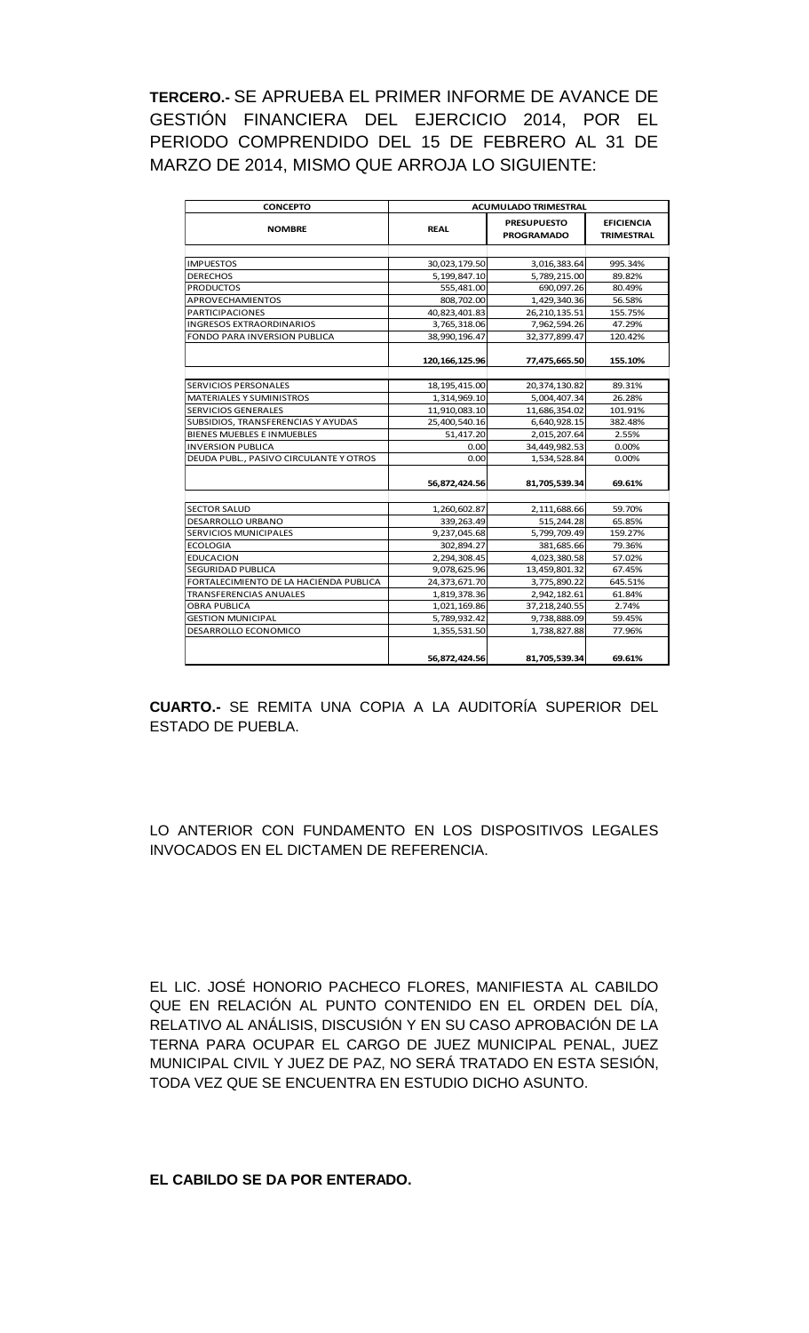**TERCERO.-** SE APRUEBA EL PRIMER INFORME DE AVANCE DE GESTIÓN FINANCIERA DEL EJERCICIO 2014, POR EL PERIODO COMPRENDIDO DEL 15 DE FEBRERO AL 31 DE MARZO DE 2014, MISMO QUE ARROJA LO SIGUIENTE:

| CONCEPTO | ACUMULADO TRIMESTRAL | | |
|---|---|---|---|
| NOMBRE | REAL | PRESUPUESTO PROGRAMADO | EFICIENCIA TRIMESTRAL |
| IMPUESTOS | 30,023,179.50 | 3,016,383.64 | 995.34% |
| DERECHOS | 5,199,847.10 | 5,789,215.00 | 89.82% |
| PRODUCTOS | 555,481.00 | 690,097.26 | 80.49% |
| APROVECHAMIENTOS | 808,702.00 | 1,429,340.36 | 56.58% |
| PARTICIPACIONES | 40,823,401.83 | 26,210,135.51 | 155.75% |
| INGRESOS EXTRAORDINARIOS | 3,765,318.06 | 7,962,594.26 | 47.29% |
| FONDO PARA INVERSION PUBLICA | 38,990,196.47 | 32,377,899.47 | 120.42% |
| | **120,166,125.96** | **77,475,665.50** | **155.10%** |
| SERVICIOS PERSONALES | 18,195,415.00 | 20,374,130.82 | 89.31% |
| MATERIALES Y SUMINISTROS | 1,314,969.10 | 5,004,407.34 | 26.28% |
| SERVICIOS GENERALES | 11,910,083.10 | 11,686,354.02 | 101.91% |
| SUBSIDIOS, TRANSFERENCIAS Y AYUDAS | 25,400,540.16 | 6,640,928.15 | 382.48% |
| BIENES MUEBLES E INMUEBLES | 51,417.20 | 2,015,207.64 | 2.55% |
| INVERSION PUBLICA | 0.00 | 34,449,982.53 | 0.00% |
| DEUDA PUBL., PASIVO CIRCULANTE Y OTROS | 0.00 | 1,534,528.84 | 0.00% |
| | **56,872,424.56** | **81,705,539.34** | **69.61%** |
| SECTOR SALUD | 1,260,602.87 | 2,111,688.66 | 59.70% |
| DESARROLLO URBANO | 339,263.49 | 515,244.28 | 65.85% |
| SERVICIOS MUNICIPALES | 9,237,045.68 | 5,799,709.49 | 159.27% |
| ECOLOGIA | 302,894.27 | 381,685.66 | 79.36% |
| EDUCACION | 2,294,308.45 | 4,023,380.58 | 57.02% |
| SEGURIDAD PUBLICA | 9,078,625.96 | 13,459,801.32 | 67.45% |
| FORTALECIMIENTO DE LA HACIENDA PUBLICA | 24,373,671.70 | 3,775,890.22 | 645.51% |
| TRANSFERENCIAS ANUALES | 1,819,378.36 | 2,942,182.61 | 61.84% |
| OBRA PUBLICA | 1,021,169.86 | 37,218,240.55 | 2.74% |
| GESTION MUNICIPAL | 5,789,932.42 | 9,738,888.09 | 59.45% |
| DESARROLLO ECONOMICO | 1,355,531.50 | 1,738,827.88 | 77.96% |
| | **56,872,424.56** | **81,705,539.34** | **69.61%** |

**CUARTO.-** SE REMITA UNA COPIA A LA AUDITORÍA SUPERIOR DEL ESTADO DE PUEBLA.

LO ANTERIOR CON FUNDAMENTO EN LOS DISPOSITIVOS LEGALES INVOCADOS EN EL DICTAMEN DE REFERENCIA.

EL LIC. JOSÉ HONORIO PACHECO FLORES, MANIFIESTA AL CABILDO QUE EN RELACIÓN AL PUNTO CONTENIDO EN EL ORDEN DEL DÍA, RELATIVO AL ANÁLISIS, DISCUSIÓN Y EN SU CASO APROBACIÓN DE LA TERNA PARA OCUPAR EL CARGO DE JUEZ MUNICIPAL PENAL, JUEZ MUNICIPAL CIVIL Y JUEZ DE PAZ, NO SERÁ TRATADO EN ESTA SESIÓN, TODA VEZ QUE SE ENCUENTRA EN ESTUDIO DICHO ASUNTO.

**EL CABILDO SE DA POR ENTERADO.**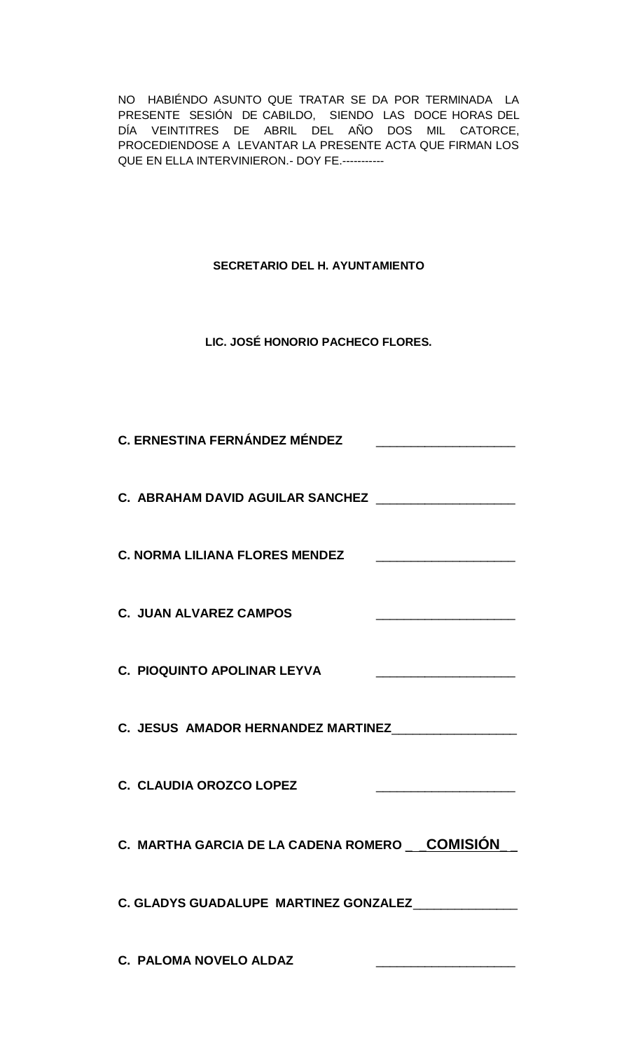NO HABIÉNDO ASUNTO QUE TRATAR SE DA POR TERMINADA LA PRESENTE SESIÓN DE CABILDO, SIENDO LAS DOCE HORAS DEL DÍA VEINTITRES DE ABRIL DEL AÑO DOS MIL CATORCE, PROCEDIENDOSE A LEVANTAR LA PRESENTE ACTA QUE FIRMAN LOS QUE EN ELLA INTERVINIERON.- DOY FE.-----------

**SECRETARIO DEL H. AYUNTAMIENTO**

**LIC. JOSÉ HONORIO PACHECO FLORES.**

**C. ERNESTINA FERNÁNDEZ MÉNDEZ** ____________________

**C. ABRAHAM DAVID AGUILAR SANCHEZ** ____________________

**C. NORMA LILIANA FLORES MENDEZ** ____________________

**C. JUAN ALVAREZ CAMPOS** ____________________

**C. PIOQUINTO APOLINAR LEYVA** ____________________

**C. JESUS AMADOR HERNANDEZ MARTINEZ**__________________

**C. CLAUDIA OROZCO LOPEZ** ____________________

**C. MARTHA GARCIA DE LA CADENA ROMERO** __**COMISIÓN**__

**C. GLADYS GUADALUPE MARTINEZ GONZALEZ**_______________

**C. PALOMA NOVELO ALDAZ** ____________________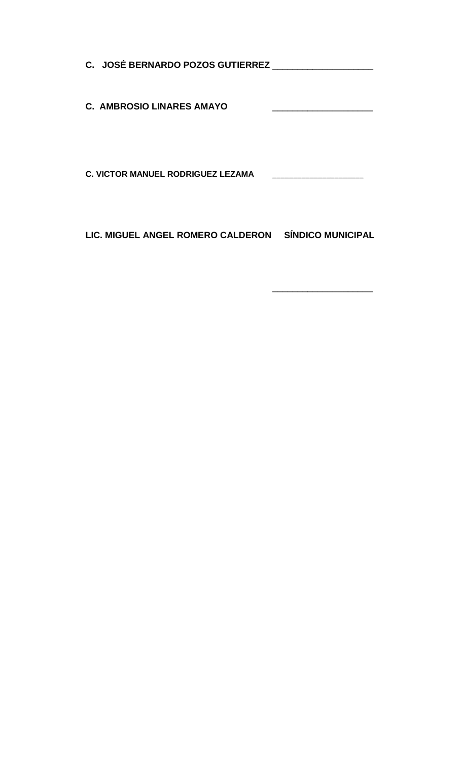**C. JOSÉ BERNARDO POZOS GUTIERREZ** ____________________

**C. AMBROSIO LINARES AMAYO** ____________________

**C. VICTOR MANUEL RODRIGUEZ LEZAMA** ____________________

**LIC. MIGUEL ANGEL ROMERO CALDERON SÍNDICO MUNICIPAL**

____________________